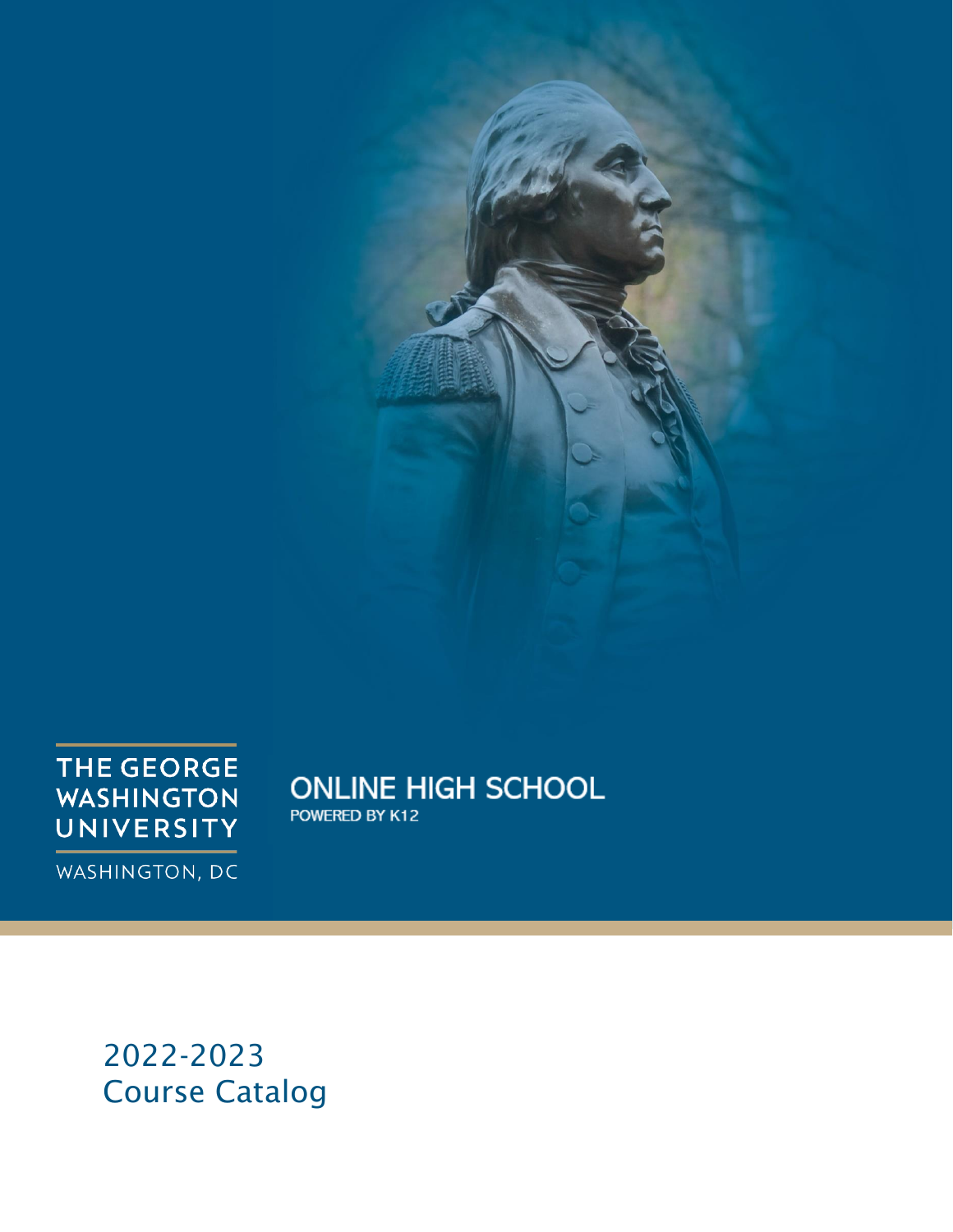THE GEORGE WASHINGTON UNIVERSITY

WASHINGTON, DC

ONLINE HIGH SCHOOL

POWERED BY K12

# 2022-2023 Course Catalog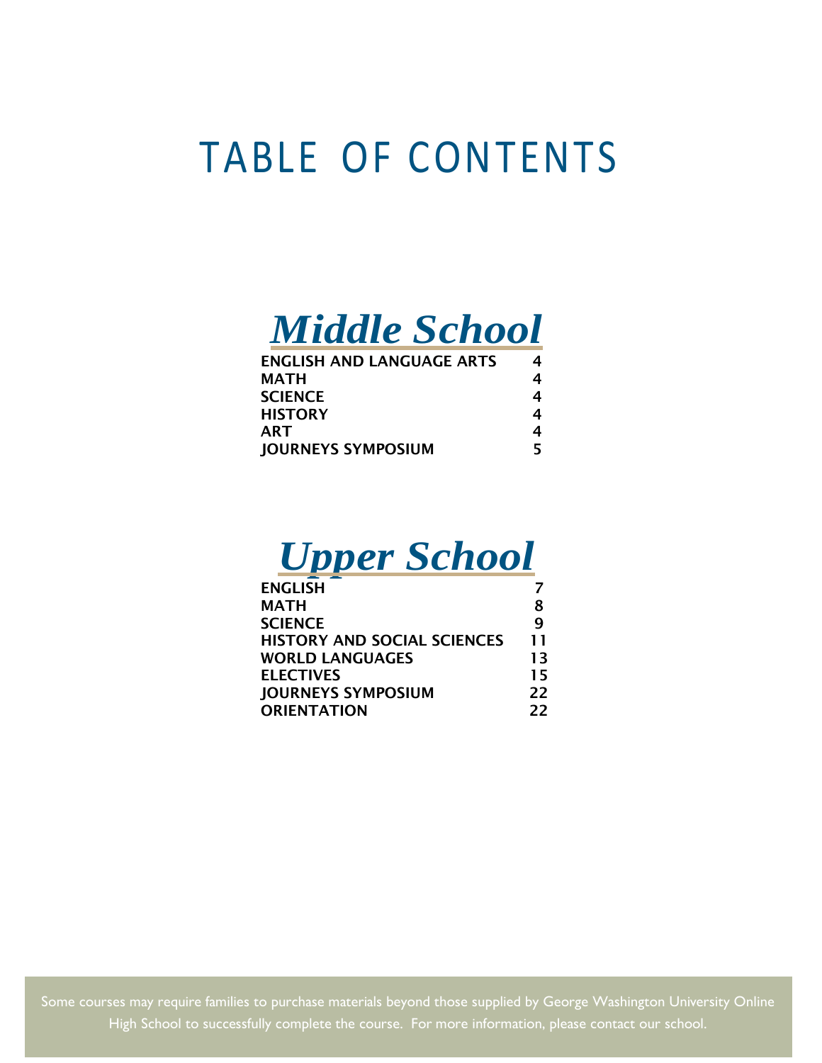# TABLE OF CONTENTS

## *Middle School*

| | |
|---|---|
| ENGLISH AND LANGUAGE ARTS | 4 |
| MATH | 4 |
| SCIENCE | 4 |
| HISTORY | 4 |
| ART | 4 |
| JOURNEYS SYMPOSIUM | 5 |

## *Upper School*

| | |
|---|---|
| ENGLISH | 7 |
| MATH | 8 |
| SCIENCE | 9 |
| HISTORY AND SOCIAL SCIENCES | 11 |
| WORLD LANGUAGES | 13 |
| ELECTIVES | 15 |
| JOURNEYS SYMPOSIUM | 22 |
| ORIENTATION | 22 |

Some courses may require families to purchase materials beyond those supplied by George Washington University Online High School to successfully complete the course. For more information, please contact our school.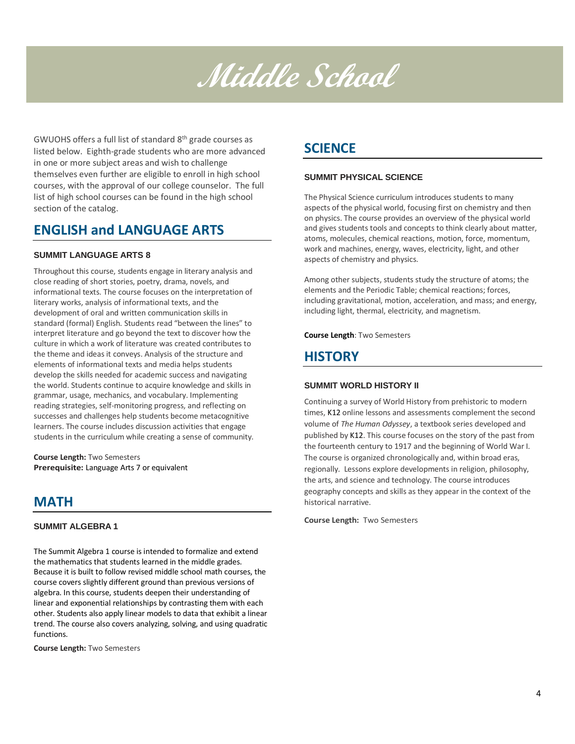# Middle School

GWUOHS offers a full list of standard 8th grade courses as listed below. Eighth-grade students who are more advanced in one or more subject areas and wish to challenge themselves even further are eligible to enroll in high school courses, with the approval of our college counselor. The full list of high school courses can be found in the high school section of the catalog.

## ENGLISH and LANGUAGE ARTS

### SUMMIT LANGUAGE ARTS 8

Throughout this course, students engage in literary analysis and close reading of short stories, poetry, drama, novels, and informational texts. The course focuses on the interpretation of literary works, analysis of informational texts, and the development of oral and written communication skills in standard (formal) English. Students read "between the lines" to interpret literature and go beyond the text to discover how the culture in which a work of literature was created contributes to the theme and ideas it conveys. Analysis of the structure and elements of informational texts and media helps students develop the skills needed for academic success and navigating the world. Students continue to acquire knowledge and skills in grammar, usage, mechanics, and vocabulary. Implementing reading strategies, self-monitoring progress, and reflecting on successes and challenges help students become metacognitive learners. The course includes discussion activities that engage students in the curriculum while creating a sense of community.

**Course Length:** Two Semesters
**Prerequisite:** Language Arts 7 or equivalent

## MATH

### SUMMIT ALGEBRA 1

The Summit Algebra 1 course is intended to formalize and extend the mathematics that students learned in the middle grades. Because it is built to follow revised middle school math courses, the course covers slightly different ground than previous versions of algebra. In this course, students deepen their understanding of linear and exponential relationships by contrasting them with each other. Students also apply linear models to data that exhibit a linear trend. The course also covers analyzing, solving, and using quadratic functions.

**Course Length:** Two Semesters

## SCIENCE

### SUMMIT PHYSICAL SCIENCE

The Physical Science curriculum introduces students to many aspects of the physical world, focusing first on chemistry and then on physics. The course provides an overview of the physical world and gives students tools and concepts to think clearly about matter, atoms, molecules, chemical reactions, motion, force, momentum, work and machines, energy, waves, electricity, light, and other aspects of chemistry and physics.

Among other subjects, students study the structure of atoms; the elements and the Periodic Table; chemical reactions; forces, including gravitational, motion, acceleration, and mass; and energy, including light, thermal, electricity, and magnetism.

**Course Length**: Two Semesters

## HISTORY

### SUMMIT WORLD HISTORY II

Continuing a survey of World History from prehistoric to modern times, K12 online lessons and assessments complement the second volume of *The Human Odyssey*, a textbook series developed and published by K12. This course focuses on the story of the past from the fourteenth century to 1917 and the beginning of World War I. The course is organized chronologically and, within broad eras, regionally. Lessons explore developments in religion, philosophy, the arts, and science and technology. The course introduces geography concepts and skills as they appear in the context of the historical narrative.

**Course Length:** Two Semesters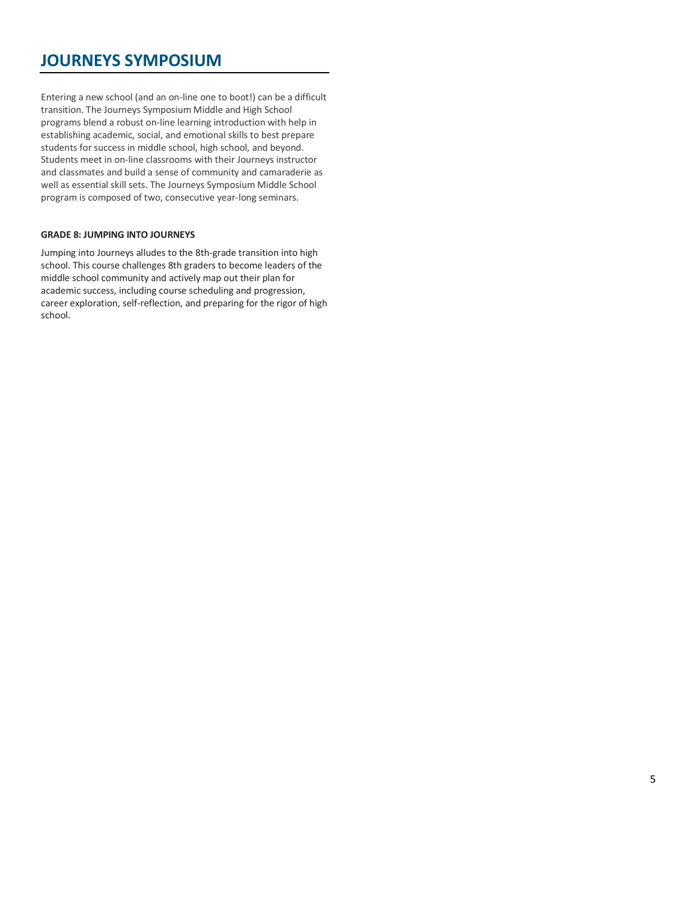# JOURNEYS SYMPOSIUM

Entering a new school (and an on-line one to boot!) can be a difficult transition. The Journeys Symposium Middle and High School programs blend a robust on-line learning introduction with help in establishing academic, social, and emotional skills to best prepare students for success in middle school, high school, and beyond. Students meet in on-line classrooms with their Journeys instructor and classmates and build a sense of community and camaraderie as well as essential skill sets. The Journeys Symposium Middle School program is composed of two, consecutive year-long seminars.

**GRADE 8: JUMPING INTO JOURNEYS**

Jumping into Journeys alludes to the 8th-grade transition into high school. This course challenges 8th graders to become leaders of the middle school community and actively map out their plan for academic success, including course scheduling and progression, career exploration, self-reflection, and preparing for the rigor of high school.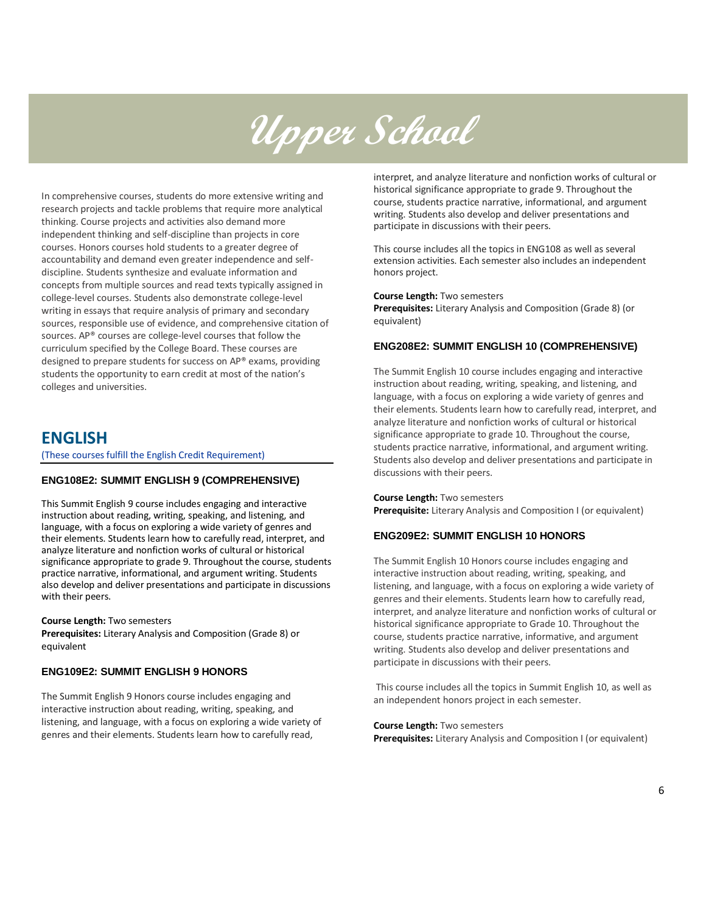// Upper School

In comprehensive courses, students do more extensive writing and research projects and tackle problems that require more analytical thinking. Course projects and activities also demand more independent thinking and self-discipline than projects in core courses. Honors courses hold students to a greater degree of accountability and demand even greater independence and self-discipline. Students synthesize and evaluate information and concepts from multiple sources and read texts typically assigned in college-level courses. Students also demonstrate college-level writing in essays that require analysis of primary and secondary sources, responsible use of evidence, and comprehensive citation of sources. AP® courses are college-level courses that follow the curriculum specified by the College Board. These courses are designed to prepare students for success on AP® exams, providing students the opportunity to earn credit at most of the nation's colleges and universities.

## ENGLISH

(These courses fulfill the English Credit Requirement)

### ENG108E2: SUMMIT ENGLISH 9 (COMPREHENSIVE)

This Summit English 9 course includes engaging and interactive instruction about reading, writing, speaking, and listening, and language, with a focus on exploring a wide variety of genres and their elements. Students learn how to carefully read, interpret, and analyze literature and nonfiction works of cultural or historical significance appropriate to grade 9. Throughout the course, students practice narrative, informational, and argument writing. Students also develop and deliver presentations and participate in discussions with their peers.

**Course Length:** Two semesters
**Prerequisites:** Literary Analysis and Composition (Grade 8) or equivalent

### ENG109E2: SUMMIT ENGLISH 9 HONORS

The Summit English 9 Honors course includes engaging and interactive instruction about reading, writing, speaking, and listening, and language, with a focus on exploring a wide variety of genres and their elements. Students learn how to carefully read, interpret, and analyze literature and nonfiction works of cultural or historical significance appropriate to grade 9. Throughout the course, students practice narrative, informational, and argument writing. Students also develop and deliver presentations and participate in discussions with their peers.

This course includes all the topics in ENG108 as well as several extension activities. Each semester also includes an independent honors project.

**Course Length:** Two semesters
**Prerequisites:** Literary Analysis and Composition (Grade 8) (or equivalent)

### ENG208E2: SUMMIT ENGLISH 10 (COMPREHENSIVE)

The Summit English 10 course includes engaging and interactive instruction about reading, writing, speaking, and listening, and language, with a focus on exploring a wide variety of genres and their elements. Students learn how to carefully read, interpret, and analyze literature and nonfiction works of cultural or historical significance appropriate to grade 10. Throughout the course, students practice narrative, informational, and argument writing. Students also develop and deliver presentations and participate in discussions with their peers.

**Course Length:** Two semesters
**Prerequisite:** Literary Analysis and Composition I (or equivalent)

### ENG209E2: SUMMIT ENGLISH 10 HONORS

The Summit English 10 Honors course includes engaging and interactive instruction about reading, writing, speaking, and listening, and language, with a focus on exploring a wide variety of genres and their elements. Students learn how to carefully read, interpret, and analyze literature and nonfiction works of cultural or historical significance appropriate to Grade 10. Throughout the course, students practice narrative, informative, and argument writing. Students also develop and deliver presentations and participate in discussions with their peers.

This course includes all the topics in Summit English 10, as well as an independent honors project in each semester.

**Course Length:** Two semesters
**Prerequisites:** Literary Analysis and Composition I (or equivalent)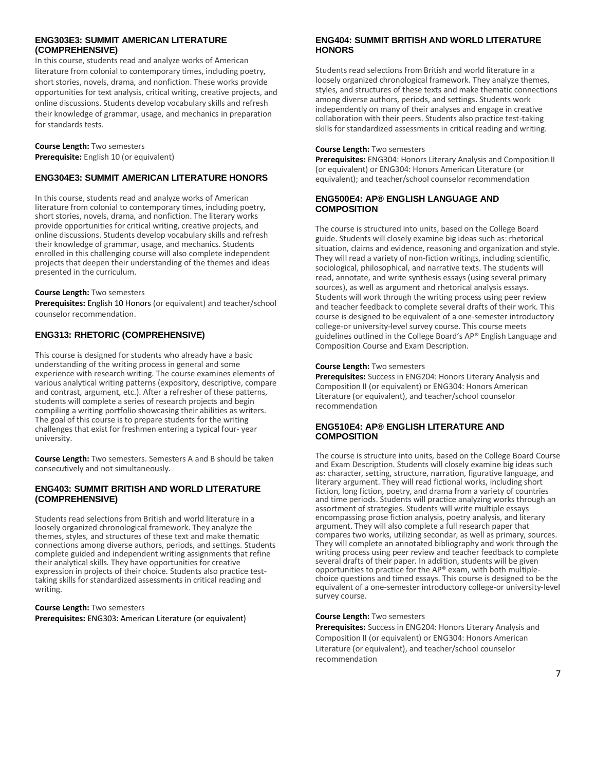### ENG303E3: SUMMIT AMERICAN LITERATURE (COMPREHENSIVE)

In this course, students read and analyze works of American literature from colonial to contemporary times, including poetry, short stories, novels, drama, and nonfiction. These works provide opportunities for text analysis, critical writing, creative projects, and online discussions. Students develop vocabulary skills and refresh their knowledge of grammar, usage, and mechanics in preparation for standards tests.

**Course Length:** Two semesters
**Prerequisite:** English 10 (or equivalent)

### ENG304E3: SUMMIT AMERICAN LITERATURE HONORS

In this course, students read and analyze works of American literature from colonial to contemporary times, including poetry, short stories, novels, drama, and nonfiction. The literary works provide opportunities for critical writing, creative projects, and online discussions. Students develop vocabulary skills and refresh their knowledge of grammar, usage, and mechanics. Students enrolled in this challenging course will also complete independent projects that deepen their understanding of the themes and ideas presented in the curriculum.

**Course Length:** Two semesters
**Prerequisites:** English 10 Honors (or equivalent) and teacher/school counselor recommendation.

### ENG313: RHETORIC (COMPREHENSIVE)

This course is designed for students who already have a basic understanding of the writing process in general and some experience with research writing. The course examines elements of various analytical writing patterns (expository, descriptive, compare and contrast, argument, etc.). After a refresher of these patterns, students will complete a series of research projects and begin compiling a writing portfolio showcasing their abilities as writers. The goal of this course is to prepare students for the writing challenges that exist for freshmen entering a typical four- year university.

**Course Length:** Two semesters. Semesters A and B should be taken consecutively and not simultaneously.

### ENG403: SUMMIT BRITISH AND WORLD LITERATURE (COMPREHENSIVE)

Students read selections from British and world literature in a loosely organized chronological framework. They analyze the themes, styles, and structures of these text and make thematic connections among diverse authors, periods, and settings. Students complete guided and independent writing assignments that refine their analytical skills. They have opportunities for creative expression in projects of their choice. Students also practice test-taking skills for standardized assessments in critical reading and writing.

**Course Length:** Two semesters
**Prerequisites:** ENG303: American Literature (or equivalent)

### ENG404: SUMMIT BRITISH AND WORLD LITERATURE HONORS

Students read selections from British and world literature in a loosely organized chronological framework. They analyze themes, styles, and structures of these texts and make thematic connections among diverse authors, periods, and settings. Students work independently on many of their analyses and engage in creative collaboration with their peers. Students also practice test-taking skills for standardized assessments in critical reading and writing.

**Course Length:** Two semesters
**Prerequisites:** ENG304: Honors Literary Analysis and Composition II (or equivalent) or ENG304: Honors American Literature (or equivalent); and teacher/school counselor recommendation

### ENG500E4: AP® ENGLISH LANGUAGE AND COMPOSITION

The course is structured into units, based on the College Board guide. Students will closely examine big ideas such as: rhetorical situation, claims and evidence, reasoning and organization and style. They will read a variety of non-fiction writings, including scientific, sociological, philosophical, and narrative texts. The students will read, annotate, and write synthesis essays (using several primary sources), as well as argument and rhetorical analysis essays. Students will work through the writing process using peer review and teacher feedback to complete several drafts of their work. This course is designed to be equivalent of a one-semester introductory college-or university-level survey course. This course meets guidelines outlined in the College Board's AP® English Language and Composition Course and Exam Description.

**Course Length:** Two semesters
**Prerequisites:** Success in ENG204: Honors Literary Analysis and Composition II (or equivalent) or ENG304: Honors American Literature (or equivalent), and teacher/school counselor recommendation

### ENG510E4: AP® ENGLISH LITERATURE AND COMPOSITION

The course is structure into units, based on the College Board Course and Exam Description. Students will closely examine big ideas such as: character, setting, structure, narration, figurative language, and literary argument. They will read fictional works, including short fiction, long fiction, poetry, and drama from a variety of countries and time periods. Students will practice analyzing works through an assortment of strategies. Students will write multiple essays encompassing prose fiction analysis, poetry analysis, and literary argument. They will also complete a full research paper that compares two works, utilizing secondar, as well as primary, sources. They will complete an annotated bibliography and work through the writing process using peer review and teacher feedback to complete several drafts of their paper. In addition, students will be given opportunities to practice for the AP® exam, with both multiple-choice questions and timed essays. This course is designed to be the equivalent of a one-semester introductory college-or university-level survey course.

**Course Length:** Two semesters
**Prerequisites:** Success in ENG204: Honors Literary Analysis and Composition II (or equivalent) or ENG304: Honors American Literature (or equivalent), and teacher/school counselor recommendation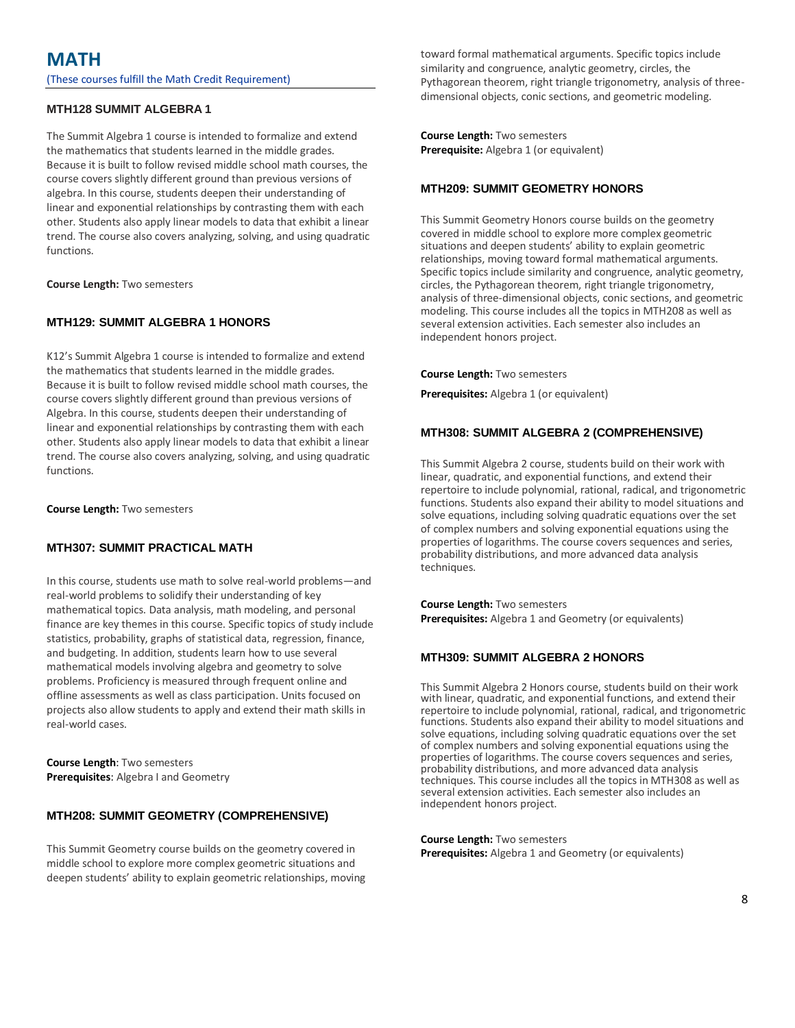# MATH

(These courses fulfill the Math Credit Requirement)

### MTH128 SUMMIT ALGEBRA 1

The Summit Algebra 1 course is intended to formalize and extend the mathematics that students learned in the middle grades. Because it is built to follow revised middle school math courses, the course covers slightly different ground than previous versions of algebra. In this course, students deepen their understanding of linear and exponential relationships by contrasting them with each other. Students also apply linear models to data that exhibit a linear trend. The course also covers analyzing, solving, and using quadratic functions.

**Course Length:** Two semesters

### MTH129: SUMMIT ALGEBRA 1 HONORS

K12's Summit Algebra 1 course is intended to formalize and extend the mathematics that students learned in the middle grades. Because it is built to follow revised middle school math courses, the course covers slightly different ground than previous versions of Algebra. In this course, students deepen their understanding of linear and exponential relationships by contrasting them with each other. Students also apply linear models to data that exhibit a linear trend. The course also covers analyzing, solving, and using quadratic functions.

**Course Length:** Two semesters

### MTH307: SUMMIT PRACTICAL MATH

In this course, students use math to solve real-world problems—and real-world problems to solidify their understanding of key mathematical topics. Data analysis, math modeling, and personal finance are key themes in this course. Specific topics of study include statistics, probability, graphs of statistical data, regression, finance, and budgeting. In addition, students learn how to use several mathematical models involving algebra and geometry to solve problems. Proficiency is measured through frequent online and offline assessments as well as class participation. Units focused on projects also allow students to apply and extend their math skills in real-world cases.

**Course Length**: Two semesters
**Prerequisites**: Algebra I and Geometry

### MTH208: SUMMIT GEOMETRY (COMPREHENSIVE)

This Summit Geometry course builds on the geometry covered in middle school to explore more complex geometric situations and deepen students' ability to explain geometric relationships, moving toward formal mathematical arguments. Specific topics include similarity and congruence, analytic geometry, circles, the Pythagorean theorem, right triangle trigonometry, analysis of three-dimensional objects, conic sections, and geometric modeling.

**Course Length:** Two semesters
**Prerequisite:** Algebra 1 (or equivalent)

### MTH209: SUMMIT GEOMETRY HONORS

This Summit Geometry Honors course builds on the geometry covered in middle school to explore more complex geometric situations and deepen students' ability to explain geometric relationships, moving toward formal mathematical arguments. Specific topics include similarity and congruence, analytic geometry, circles, the Pythagorean theorem, right triangle trigonometry, analysis of three-dimensional objects, conic sections, and geometric modeling. This course includes all the topics in MTH208 as well as several extension activities. Each semester also includes an independent honors project.

**Course Length:** Two semesters

**Prerequisites:** Algebra 1 (or equivalent)

### MTH308: SUMMIT ALGEBRA 2 (COMPREHENSIVE)

This Summit Algebra 2 course, students build on their work with linear, quadratic, and exponential functions, and extend their repertoire to include polynomial, rational, radical, and trigonometric functions. Students also expand their ability to model situations and solve equations, including solving quadratic equations over the set of complex numbers and solving exponential equations using the properties of logarithms. The course covers sequences and series, probability distributions, and more advanced data analysis techniques.

**Course Length:** Two semesters
**Prerequisites:** Algebra 1 and Geometry (or equivalents)

### MTH309: SUMMIT ALGEBRA 2 HONORS

This Summit Algebra 2 Honors course, students build on their work with linear, quadratic, and exponential functions, and extend their repertoire to include polynomial, rational, radical, and trigonometric functions. Students also expand their ability to model situations and solve equations, including solving quadratic equations over the set of complex numbers and solving exponential equations using the properties of logarithms. The course covers sequences and series, probability distributions, and more advanced data analysis techniques. This course includes all the topics in MTH308 as well as several extension activities. Each semester also includes an independent honors project.

**Course Length:** Two semesters
**Prerequisites:** Algebra 1 and Geometry (or equivalents)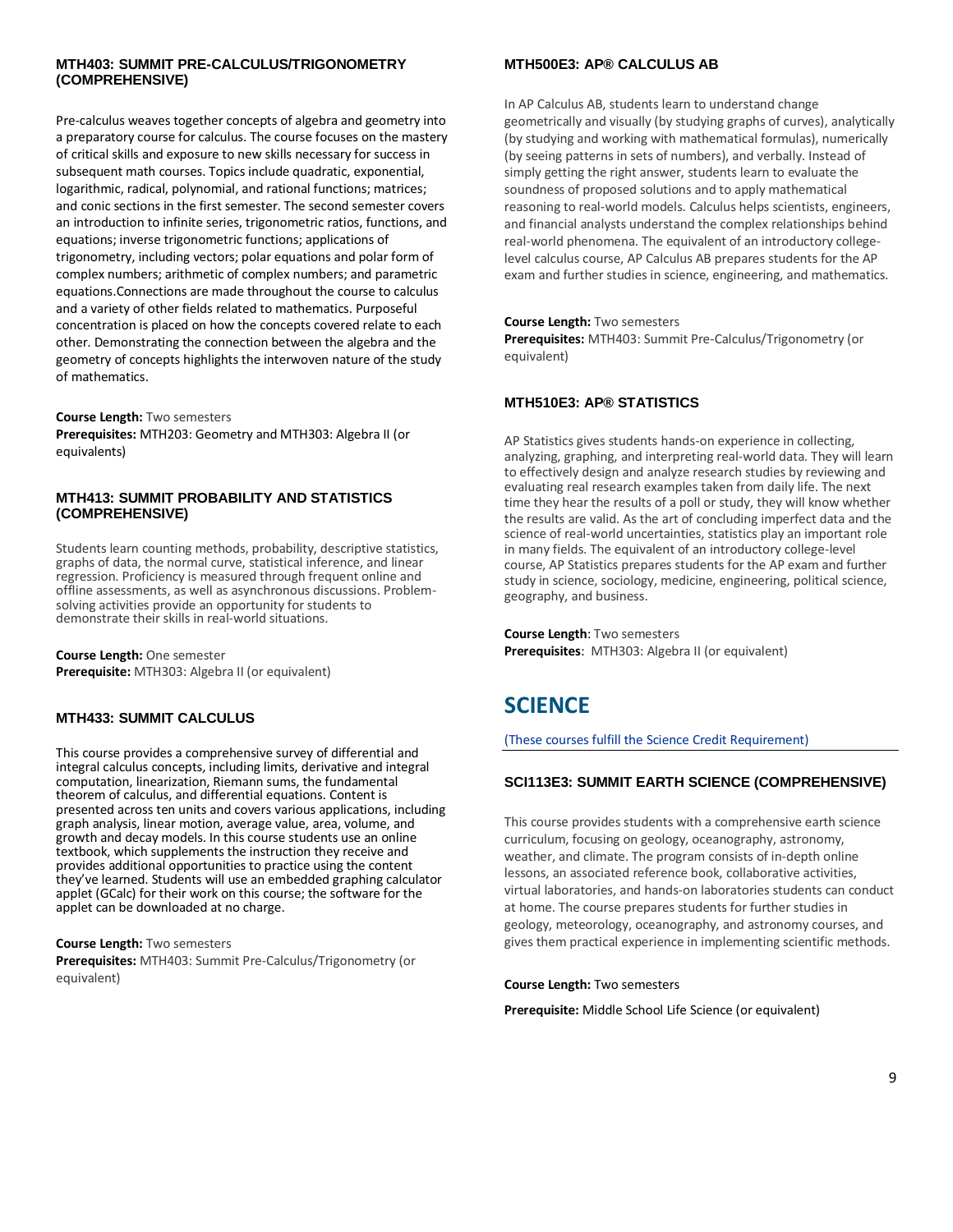### MTH403: SUMMIT PRE-CALCULUS/TRIGONOMETRY (COMPREHENSIVE)

Pre-calculus weaves together concepts of algebra and geometry into a preparatory course for calculus. The course focuses on the mastery of critical skills and exposure to new skills necessary for success in subsequent math courses. Topics include quadratic, exponential, logarithmic, radical, polynomial, and rational functions; matrices; and conic sections in the first semester. The second semester covers an introduction to infinite series, trigonometric ratios, functions, and equations; inverse trigonometric functions; applications of trigonometry, including vectors; polar equations and polar form of complex numbers; arithmetic of complex numbers; and parametric equations.Connections are made throughout the course to calculus and a variety of other fields related to mathematics. Purposeful concentration is placed on how the concepts covered relate to each other. Demonstrating the connection between the algebra and the geometry of concepts highlights the interwoven nature of the study of mathematics.

**Course Length:** Two semesters
**Prerequisites:** MTH203: Geometry and MTH303: Algebra II (or equivalents)

### MTH413: SUMMIT PROBABILITY AND STATISTICS (COMPREHENSIVE)

Students learn counting methods, probability, descriptive statistics, graphs of data, the normal curve, statistical inference, and linear regression. Proficiency is measured through frequent online and offline assessments, as well as asynchronous discussions. Problem-solving activities provide an opportunity for students to demonstrate their skills in real-world situations.

**Course Length:** One semester
**Prerequisite:** MTH303: Algebra II (or equivalent)

### MTH433: SUMMIT CALCULUS

This course provides a comprehensive survey of differential and integral calculus concepts, including limits, derivative and integral computation, linearization, Riemann sums, the fundamental theorem of calculus, and differential equations. Content is presented across ten units and covers various applications, including graph analysis, linear motion, average value, area, volume, and growth and decay models. In this course students use an online textbook, which supplements the instruction they receive and provides additional opportunities to practice using the content they've learned. Students will use an embedded graphing calculator applet (GCalc) for their work on this course; the software for the applet can be downloaded at no charge.

**Course Length:** Two semesters
**Prerequisites:** MTH403: Summit Pre-Calculus/Trigonometry (or equivalent)

### MTH500E3: AP® CALCULUS AB

In AP Calculus AB, students learn to understand change geometrically and visually (by studying graphs of curves), analytically (by studying and working with mathematical formulas), numerically (by seeing patterns in sets of numbers), and verbally. Instead of simply getting the right answer, students learn to evaluate the soundness of proposed solutions and to apply mathematical reasoning to real-world models. Calculus helps scientists, engineers, and financial analysts understand the complex relationships behind real-world phenomena. The equivalent of an introductory college-level calculus course, AP Calculus AB prepares students for the AP exam and further studies in science, engineering, and mathematics.

**Course Length:** Two semesters
**Prerequisites:** MTH403: Summit Pre-Calculus/Trigonometry (or equivalent)

### MTH510E3: AP® STATISTICS

AP Statistics gives students hands-on experience in collecting, analyzing, graphing, and interpreting real-world data. They will learn to effectively design and analyze research studies by reviewing and evaluating real research examples taken from daily life. The next time they hear the results of a poll or study, they will know whether the results are valid. As the art of concluding imperfect data and the science of real-world uncertainties, statistics play an important role in many fields. The equivalent of an introductory college-level course, AP Statistics prepares students for the AP exam and further study in science, sociology, medicine, engineering, political science, geography, and business.

**Course Length**: Two semesters
**Prerequisites**: MTH303: Algebra II (or equivalent)

## SCIENCE

(These courses fulfill the Science Credit Requirement)

### SCI113E3: SUMMIT EARTH SCIENCE (COMPREHENSIVE)

This course provides students with a comprehensive earth science curriculum, focusing on geology, oceanography, astronomy, weather, and climate. The program consists of in-depth online lessons, an associated reference book, collaborative activities, virtual laboratories, and hands-on laboratories students can conduct at home. The course prepares students for further studies in geology, meteorology, oceanography, and astronomy courses, and gives them practical experience in implementing scientific methods.

**Course Length:** Two semesters

**Prerequisite:** Middle School Life Science (or equivalent)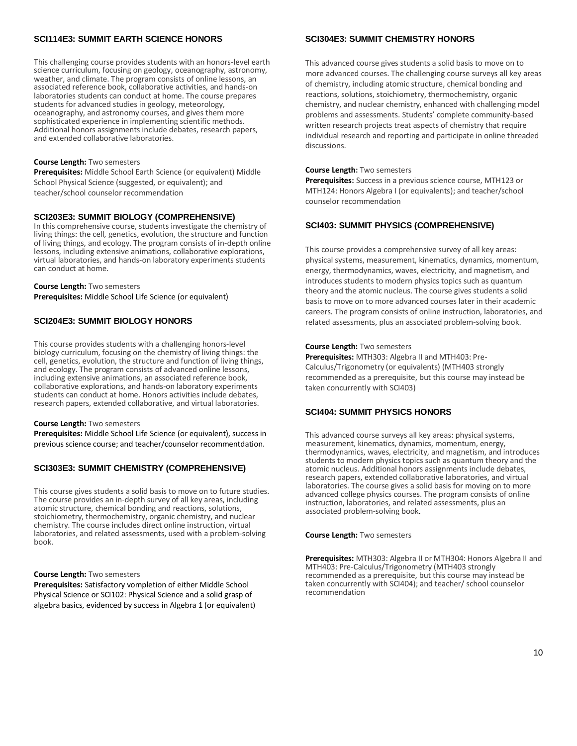### SCI114E3: SUMMIT EARTH SCIENCE HONORS

This challenging course provides students with an honors-level earth science curriculum, focusing on geology, oceanography, astronomy, weather, and climate. The program consists of online lessons, an associated reference book, collaborative activities, and hands-on laboratories students can conduct at home. The course prepares students for advanced studies in geology, meteorology, oceanography, and astronomy courses, and gives them more sophisticated experience in implementing scientific methods. Additional honors assignments include debates, research papers, and extended collaborative laboratories.

**Course Length:** Two semesters
**Prerequisites:** Middle School Earth Science (or equivalent) Middle School Physical Science (suggested, or equivalent); and teacher/school counselor recommendation

### SCI203E3: SUMMIT BIOLOGY (COMPREHENSIVE)

In this comprehensive course, students investigate the chemistry of living things: the cell, genetics, evolution, the structure and function of living things, and ecology. The program consists of in-depth online lessons, including extensive animations, collaborative explorations, virtual laboratories, and hands-on laboratory experiments students can conduct at home.

**Course Length:** Two semesters
**Prerequisites:** Middle School Life Science (or equivalent)

### SCI204E3: SUMMIT BIOLOGY HONORS

This course provides students with a challenging honors-level biology curriculum, focusing on the chemistry of living things: the cell, genetics, evolution, the structure and function of living things, and ecology. The program consists of advanced online lessons, including extensive animations, an associated reference book, collaborative explorations, and hands-on laboratory experiments students can conduct at home. Honors activities include debates, research papers, extended collaborative, and virtual laboratories.

**Course Length:** Two semesters
**Prerequisites:** Middle School Life Science (or equivalent), success in previous science course; and teacher/counselor recommentdation.

### SCI303E3: SUMMIT CHEMISTRY (COMPREHENSIVE)

This course gives students a solid basis to move on to future studies. The course provides an in-depth survey of all key areas, including atomic structure, chemical bonding and reactions, solutions, stoichiometry, thermochemistry, organic chemistry, and nuclear chemistry. The course includes direct online instruction, virtual laboratories, and related assessments, used with a problem-solving book.

**Course Length:** Two semesters
**Prerequisites:** Satisfactory vompletion of either Middle School Physical Science or SCI102: Physical Science and a solid grasp of algebra basics, evidenced by success in Algebra 1 (or equivalent)

### SCI304E3: SUMMIT CHEMISTRY HONORS

This advanced course gives students a solid basis to move on to more advanced courses. The challenging course surveys all key areas of chemistry, including atomic structure, chemical bonding and reactions, solutions, stoichiometry, thermochemistry, organic chemistry, and nuclear chemistry, enhanced with challenging model problems and assessments. Students' complete community-based written research projects treat aspects of chemistry that require individual research and reporting and participate in online threaded discussions.

**Course Length:** Two semesters
**Prerequisites:** Success in a previous science course, MTH123 or MTH124: Honors Algebra I (or equivalents); and teacher/school counselor recommendation

### SCI403: SUMMIT PHYSICS (COMPREHENSIVE)

This course provides a comprehensive survey of all key areas: physical systems, measurement, kinematics, dynamics, momentum, energy, thermodynamics, waves, electricity, and magnetism, and introduces students to modern physics topics such as quantum theory and the atomic nucleus. The course gives students a solid basis to move on to more advanced courses later in their academic careers. The program consists of online instruction, laboratories, and related assessments, plus an associated problem-solving book.

**Course Length:** Two semesters
**Prerequisites:** MTH303: Algebra II and MTH403: Pre-Calculus/Trigonometry (or equivalents) (MTH403 strongly recommended as a prerequisite, but this course may instead be taken concurrently with SCI403)

### SCI404: SUMMIT PHYSICS HONORS

This advanced course surveys all key areas: physical systems, measurement, kinematics, dynamics, momentum, energy, thermodynamics, waves, electricity, and magnetism, and introduces students to modern physics topics such as quantum theory and the atomic nucleus. Additional honors assignments include debates, research papers, extended collaborative laboratories, and virtual laboratories. The course gives a solid basis for moving on to more advanced college physics courses. The program consists of online instruction, laboratories, and related assessments, plus an associated problem-solving book.

**Course Length:** Two semesters

**Prerequisites:** MTH303: Algebra II or MTH304: Honors Algebra II and MTH403: Pre-Calculus/Trigonometry (MTH403 strongly recommended as a prerequisite, but this course may instead be taken concurrently with SCI404); and teacher/ school counselor recommendation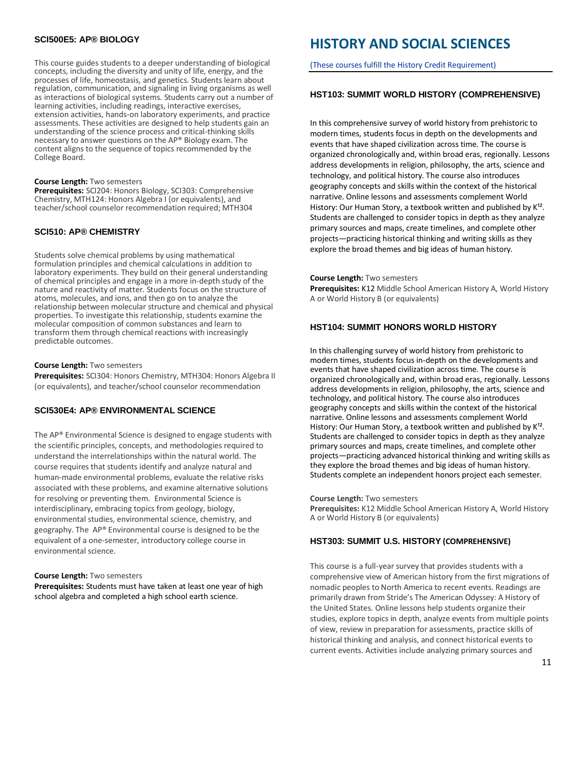### SCI500E5: AP® BIOLOGY

This course guides students to a deeper understanding of biological concepts, including the diversity and unity of life, energy, and the processes of life, homeostasis, and genetics. Students learn about regulation, communication, and signaling in living organisms as well as interactions of biological systems. Students carry out a number of learning activities, including readings, interactive exercises, extension activities, hands-on laboratory experiments, and practice assessments. These activities are designed to help students gain an understanding of the science process and critical-thinking skills necessary to answer questions on the AP® Biology exam. The content aligns to the sequence of topics recommended by the College Board.

**Course Length:** Two semesters
**Prerequisites:** SCI204: Honors Biology, SCI303: Comprehensive Chemistry, MTH124: Honors Algebra I (or equivalents), and teacher/school counselor recommendation required; MTH304

### SCI510: AP® CHEMISTRY

Students solve chemical problems by using mathematical formulation principles and chemical calculations in addition to laboratory experiments. They build on their general understanding of chemical principles and engage in a more in-depth study of the nature and reactivity of matter. Students focus on the structure of atoms, molecules, and ions, and then go on to analyze the relationship between molecular structure and chemical and physical properties. To investigate this relationship, students examine the molecular composition of common substances and learn to transform them through chemical reactions with increasingly predictable outcomes.

**Course Length:** Two semesters
**Prerequisites:** SCI304: Honors Chemistry, MTH304: Honors Algebra II (or equivalents), and teacher/school counselor recommendation

### SCI530E4: AP® ENVIRONMENTAL SCIENCE

The AP® Environmental Science is designed to engage students with the scientific principles, concepts, and methodologies required to understand the interrelationships within the natural world. The course requires that students identify and analyze natural and human-made environmental problems, evaluate the relative risks associated with these problems, and examine alternative solutions for resolving or preventing them. Environmental Science is interdisciplinary, embracing topics from geology, biology, environmental studies, environmental science, chemistry, and geography. The AP® Environmental course is designed to be the equivalent of a one-semester, introductory college course in environmental science.

**Course Length:** Two semesters
**Prerequisites:** Students must have taken at least one year of high school algebra and completed a high school earth science.

## HISTORY AND SOCIAL SCIENCES

(These courses fulfill the History Credit Requirement)

### HST103: SUMMIT WORLD HISTORY (COMPREHENSIVE)

In this comprehensive survey of world history from prehistoric to modern times, students focus in depth on the developments and events that have shaped civilization across time. The course is organized chronologically and, within broad eras, regionally. Lessons address developments in religion, philosophy, the arts, science and technology, and political history. The course also introduces geography concepts and skills within the context of the historical narrative. Online lessons and assessments complement World History: Our Human Story, a textbook written and published by K¹². Students are challenged to consider topics in depth as they analyze primary sources and maps, create timelines, and complete other projects—practicing historical thinking and writing skills as they explore the broad themes and big ideas of human history.

**Course Length:** Two semesters
**Prerequisites:** K12 Middle School American History A, World History A or World History B (or equivalents)

### HST104: SUMMIT HONORS WORLD HISTORY

In this challenging survey of world history from prehistoric to modern times, students focus in-depth on the developments and events that have shaped civilization across time. The course is organized chronologically and, within broad eras, regionally. Lessons address developments in religion, philosophy, the arts, science and technology, and political history. The course also introduces geography concepts and skills within the context of the historical narrative. Online lessons and assessments complement World History: Our Human Story, a textbook written and published by K¹². Students are challenged to consider topics in depth as they analyze primary sources and maps, create timelines, and complete other projects—practicing advanced historical thinking and writing skills as they explore the broad themes and big ideas of human history. Students complete an independent honors project each semester.

**Course Length:** Two semesters
**Prerequisites:** K12 Middle School American History A, World History A or World History B (or equivalents)

### HST303: SUMMIT U.S. HISTORY (COMPREHENSIVE)

This course is a full-year survey that provides students with a comprehensive view of American history from the first migrations of nomadic peoples to North America to recent events. Readings are primarily drawn from Stride's The American Odyssey: A History of the United States. Online lessons help students organize their studies, explore topics in depth, analyze events from multiple points of view, review in preparation for assessments, practice skills of historical thinking and analysis, and connect historical events to current events. Activities include analyzing primary sources and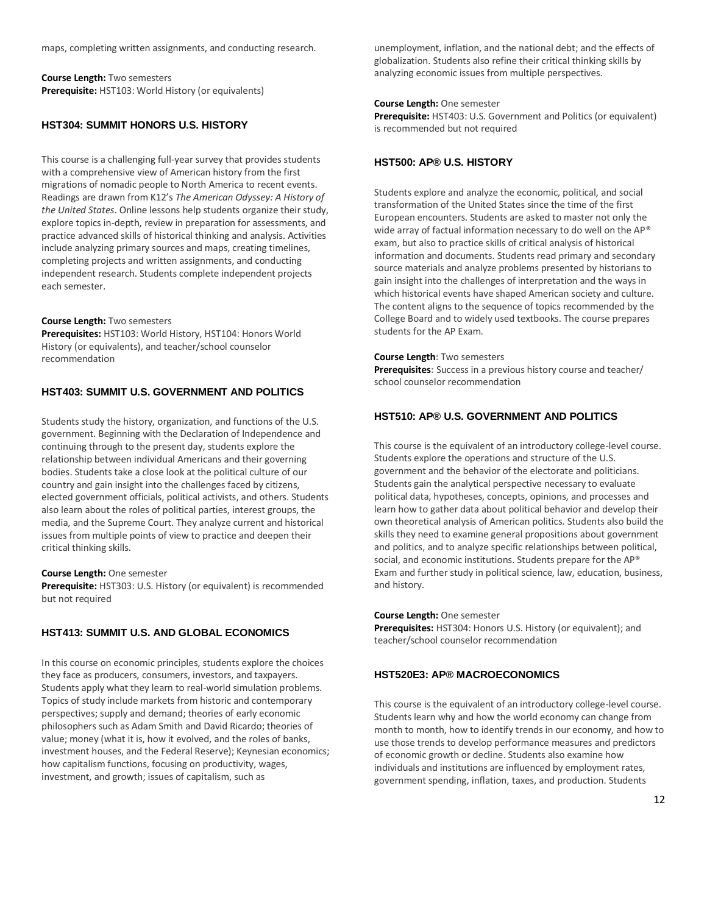maps, completing written assignments, and conducting research.

**Course Length:** Two semesters
**Prerequisite:** HST103: World History (or equivalents)

### HST304: SUMMIT HONORS U.S. HISTORY

This course is a challenging full-year survey that provides students with a comprehensive view of American history from the first migrations of nomadic people to North America to recent events. Readings are drawn from K12's *The American Odyssey: A History of the United States*. Online lessons help students organize their study, explore topics in-depth, review in preparation for assessments, and practice advanced skills of historical thinking and analysis. Activities include analyzing primary sources and maps, creating timelines, completing projects and written assignments, and conducting independent research. Students complete independent projects each semester.

**Course Length:** Two semesters
**Prerequisites:** HST103: World History, HST104: Honors World History (or equivalents), and teacher/school counselor recommendation

### HST403: SUMMIT U.S. GOVERNMENT AND POLITICS

Students study the history, organization, and functions of the U.S. government. Beginning with the Declaration of Independence and continuing through to the present day, students explore the relationship between individual Americans and their governing bodies. Students take a close look at the political culture of our country and gain insight into the challenges faced by citizens, elected government officials, political activists, and others. Students also learn about the roles of political parties, interest groups, the media, and the Supreme Court. They analyze current and historical issues from multiple points of view to practice and deepen their critical thinking skills.

**Course Length:** One semester
**Prerequisite:** HST303: U.S. History (or equivalent) is recommended but not required

### HST413: SUMMIT U.S. AND GLOBAL ECONOMICS

In this course on economic principles, students explore the choices they face as producers, consumers, investors, and taxpayers. Students apply what they learn to real-world simulation problems. Topics of study include markets from historic and contemporary perspectives; supply and demand; theories of early economic philosophers such as Adam Smith and David Ricardo; theories of value; money (what it is, how it evolved, and the roles of banks, investment houses, and the Federal Reserve); Keynesian economics; how capitalism functions, focusing on productivity, wages, investment, and growth; issues of capitalism, such as unemployment, inflation, and the national debt; and the effects of globalization. Students also refine their critical thinking skills by analyzing economic issues from multiple perspectives.

**Course Length:** One semester
**Prerequisite:** HST403: U.S. Government and Politics (or equivalent) is recommended but not required

### HST500: AP® U.S. HISTORY

Students explore and analyze the economic, political, and social transformation of the United States since the time of the first European encounters. Students are asked to master not only the wide array of factual information necessary to do well on the AP® exam, but also to practice skills of critical analysis of historical information and documents. Students read primary and secondary source materials and analyze problems presented by historians to gain insight into the challenges of interpretation and the ways in which historical events have shaped American society and culture. The content aligns to the sequence of topics recommended by the College Board and to widely used textbooks. The course prepares students for the AP Exam.

**Course Length**: Two semesters
**Prerequisites**: Success in a previous history course and teacher/school counselor recommendation

### HST510: AP® U.S. GOVERNMENT AND POLITICS

This course is the equivalent of an introductory college-level course. Students explore the operations and structure of the U.S. government and the behavior of the electorate and politicians. Students gain the analytical perspective necessary to evaluate political data, hypotheses, concepts, opinions, and processes and learn how to gather data about political behavior and develop their own theoretical analysis of American politics. Students also build the skills they need to examine general propositions about government and politics, and to analyze specific relationships between political, social, and economic institutions. Students prepare for the AP® Exam and further study in political science, law, education, business, and history.

**Course Length:** One semester
**Prerequisites:** HST304: Honors U.S. History (or equivalent); and teacher/school counselor recommendation

### HST520E3: AP® MACROECONOMICS

This course is the equivalent of an introductory college-level course. Students learn why and how the world economy can change from month to month, how to identify trends in our economy, and how to use those trends to develop performance measures and predictors of economic growth or decline. Students also examine how individuals and institutions are influenced by employment rates, government spending, inflation, taxes, and production. Students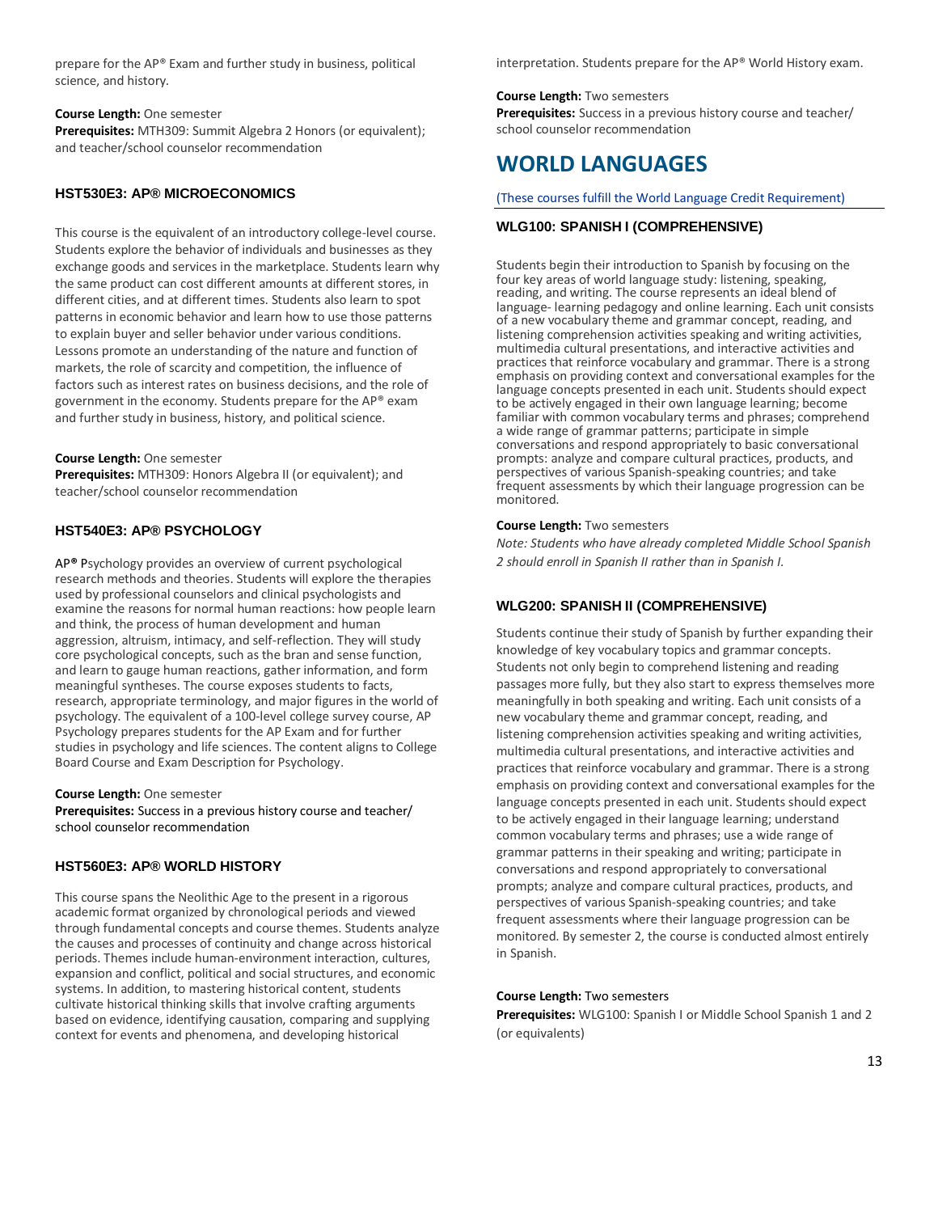prepare for the AP® Exam and further study in business, political science, and history.

**Course Length:** One semester
**Prerequisites:** MTH309: Summit Algebra 2 Honors (or equivalent); and teacher/school counselor recommendation

### HST530E3: AP® MICROECONOMICS

This course is the equivalent of an introductory college-level course. Students explore the behavior of individuals and businesses as they exchange goods and services in the marketplace. Students learn why the same product can cost different amounts at different stores, in different cities, and at different times. Students also learn to spot patterns in economic behavior and learn how to use those patterns to explain buyer and seller behavior under various conditions. Lessons promote an understanding of the nature and function of markets, the role of scarcity and competition, the influence of factors such as interest rates on business decisions, and the role of government in the economy. Students prepare for the AP® exam and further study in business, history, and political science.

**Course Length:** One semester
**Prerequisites:** MTH309: Honors Algebra II (or equivalent); and teacher/school counselor recommendation

### HST540E3: AP® PSYCHOLOGY

AP® Psychology provides an overview of current psychological research methods and theories. Students will explore the therapies used by professional counselors and clinical psychologists and examine the reasons for normal human reactions: how people learn and think, the process of human development and human aggression, altruism, intimacy, and self-reflection. They will study core psychological concepts, such as the bran and sense function, and learn to gauge human reactions, gather information, and form meaningful syntheses. The course exposes students to facts, research, appropriate terminology, and major figures in the world of psychology. The equivalent of a 100-level college survey course, AP Psychology prepares students for the AP Exam and for further studies in psychology and life sciences. The content aligns to College Board Course and Exam Description for Psychology.

**Course Length:** One semester
**Prerequisites:** Success in a previous history course and teacher/ school counselor recommendation

### HST560E3: AP® WORLD HISTORY

This course spans the Neolithic Age to the present in a rigorous academic format organized by chronological periods and viewed through fundamental concepts and course themes. Students analyze the causes and processes of continuity and change across historical periods. Themes include human-environment interaction, cultures, expansion and conflict, political and social structures, and economic systems. In addition, to mastering historical content, students cultivate historical thinking skills that involve crafting arguments based on evidence, identifying causation, comparing and supplying context for events and phenomena, and developing historical interpretation. Students prepare for the AP® World History exam.

**Course Length:** Two semesters
**Prerequisites:** Success in a previous history course and teacher/ school counselor recommendation

## WORLD LANGUAGES

(These courses fulfill the World Language Credit Requirement)

### WLG100: SPANISH I (COMPREHENSIVE)

Students begin their introduction to Spanish by focusing on the four key areas of world language study: listening, speaking, reading, and writing. The course represents an ideal blend of language- learning pedagogy and online learning. Each unit consists of a new vocabulary theme and grammar concept, reading, and listening comprehension activities speaking and writing activities, multimedia cultural presentations, and interactive activities and practices that reinforce vocabulary and grammar. There is a strong emphasis on providing context and conversational examples for the language concepts presented in each unit. Students should expect to be actively engaged in their own language learning; become familiar with common vocabulary terms and phrases; comprehend a wide range of grammar patterns; participate in simple conversations and respond appropriately to basic conversational prompts: analyze and compare cultural practices, products, and perspectives of various Spanish-speaking countries; and take frequent assessments by which their language progression can be monitored.

**Course Length:** Two semesters
*Note: Students who have already completed Middle School Spanish 2 should enroll in Spanish II rather than in Spanish I.*

### WLG200: SPANISH II (COMPREHENSIVE)

Students continue their study of Spanish by further expanding their knowledge of key vocabulary topics and grammar concepts. Students not only begin to comprehend listening and reading passages more fully, but they also start to express themselves more meaningfully in both speaking and writing. Each unit consists of a new vocabulary theme and grammar concept, reading, and listening comprehension activities speaking and writing activities, multimedia cultural presentations, and interactive activities and practices that reinforce vocabulary and grammar. There is a strong emphasis on providing context and conversational examples for the language concepts presented in each unit. Students should expect to be actively engaged in their language learning; understand common vocabulary terms and phrases; use a wide range of grammar patterns in their speaking and writing; participate in conversations and respond appropriately to conversational prompts; analyze and compare cultural practices, products, and perspectives of various Spanish-speaking countries; and take frequent assessments where their language progression can be monitored. By semester 2, the course is conducted almost entirely in Spanish.

**Course Length:** Two semesters
**Prerequisites:** WLG100: Spanish I or Middle School Spanish 1 and 2 (or equivalents)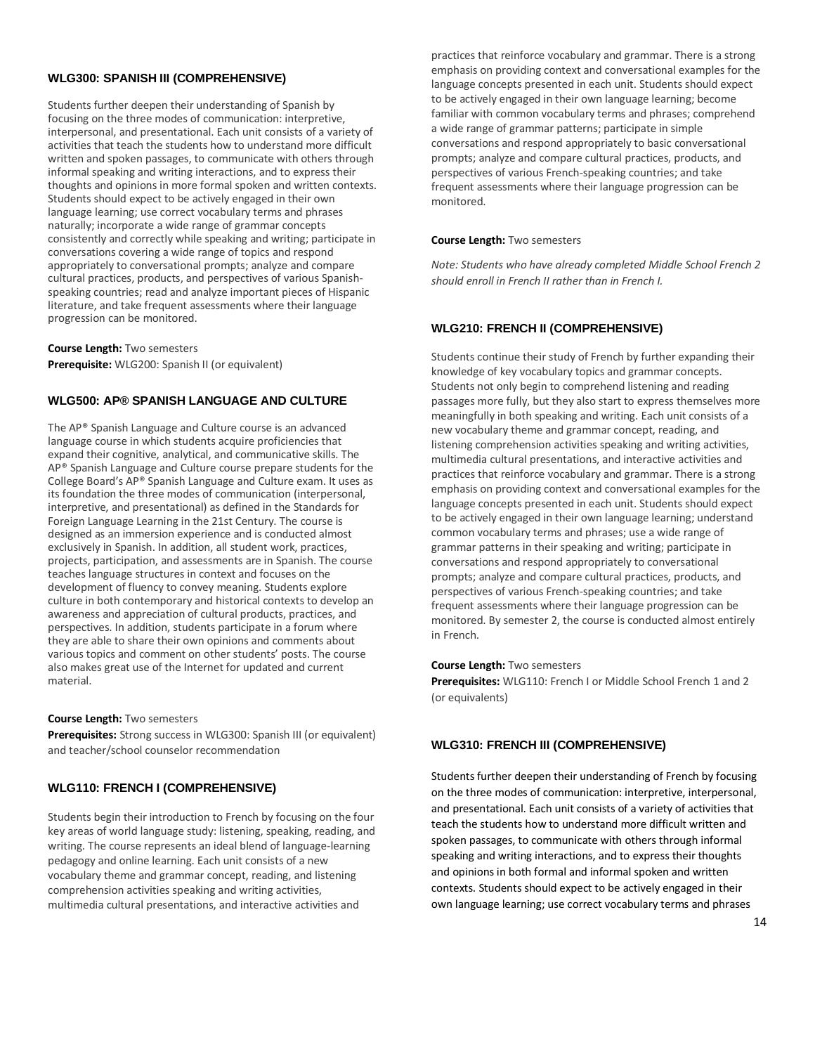### WLG300: SPANISH III (COMPREHENSIVE)

Students further deepen their understanding of Spanish by focusing on the three modes of communication: interpretive, interpersonal, and presentational. Each unit consists of a variety of activities that teach the students how to understand more difficult written and spoken passages, to communicate with others through informal speaking and writing interactions, and to express their thoughts and opinions in more formal spoken and written contexts. Students should expect to be actively engaged in their own language learning; use correct vocabulary terms and phrases naturally; incorporate a wide range of grammar concepts consistently and correctly while speaking and writing; participate in conversations covering a wide range of topics and respond appropriately to conversational prompts; analyze and compare cultural practices, products, and perspectives of various Spanish-speaking countries; read and analyze important pieces of Hispanic literature, and take frequent assessments where their language progression can be monitored.

**Course Length:** Two semesters
**Prerequisite:** WLG200: Spanish II (or equivalent)

### WLG500: AP® SPANISH LANGUAGE AND CULTURE

The AP® Spanish Language and Culture course is an advanced language course in which students acquire proficiencies that expand their cognitive, analytical, and communicative skills. The AP® Spanish Language and Culture course prepare students for the College Board's AP® Spanish Language and Culture exam. It uses as its foundation the three modes of communication (interpersonal, interpretive, and presentational) as defined in the Standards for Foreign Language Learning in the 21st Century. The course is designed as an immersion experience and is conducted almost exclusively in Spanish. In addition, all student work, practices, projects, participation, and assessments are in Spanish. The course teaches language structures in context and focuses on the development of fluency to convey meaning. Students explore culture in both contemporary and historical contexts to develop an awareness and appreciation of cultural products, practices, and perspectives. In addition, students participate in a forum where they are able to share their own opinions and comments about various topics and comment on other students' posts. The course also makes great use of the Internet for updated and current material.

**Course Length:** Two semesters
**Prerequisites:** Strong success in WLG300: Spanish III (or equivalent) and teacher/school counselor recommendation

### WLG110: FRENCH I (COMPREHENSIVE)

Students begin their introduction to French by focusing on the four key areas of world language study: listening, speaking, reading, and writing. The course represents an ideal blend of language-learning pedagogy and online learning. Each unit consists of a new vocabulary theme and grammar concept, reading, and listening comprehension activities speaking and writing activities, multimedia cultural presentations, and interactive activities and practices that reinforce vocabulary and grammar. There is a strong emphasis on providing context and conversational examples for the language concepts presented in each unit. Students should expect to be actively engaged in their own language learning; become familiar with common vocabulary terms and phrases; comprehend a wide range of grammar patterns; participate in simple conversations and respond appropriately to basic conversational prompts; analyze and compare cultural practices, products, and perspectives of various French-speaking countries; and take frequent assessments where their language progression can be monitored.

**Course Length:** Two semesters

*Note: Students who have already completed Middle School French 2 should enroll in French II rather than in French I.*

### WLG210: FRENCH II (COMPREHENSIVE)

Students continue their study of French by further expanding their knowledge of key vocabulary topics and grammar concepts. Students not only begin to comprehend listening and reading passages more fully, but they also start to express themselves more meaningfully in both speaking and writing. Each unit consists of a new vocabulary theme and grammar concept, reading, and listening comprehension activities speaking and writing activities, multimedia cultural presentations, and interactive activities and practices that reinforce vocabulary and grammar. There is a strong emphasis on providing context and conversational examples for the language concepts presented in each unit. Students should expect to be actively engaged in their own language learning; understand common vocabulary terms and phrases; use a wide range of grammar patterns in their speaking and writing; participate in conversations and respond appropriately to conversational prompts; analyze and compare cultural practices, products, and perspectives of various French-speaking countries; and take frequent assessments where their language progression can be monitored. By semester 2, the course is conducted almost entirely in French.

**Course Length:** Two semesters
**Prerequisites:** WLG110: French I or Middle School French 1 and 2 (or equivalents)

### WLG310: FRENCH III (COMPREHENSIVE)

Students further deepen their understanding of French by focusing on the three modes of communication: interpretive, interpersonal, and presentational. Each unit consists of a variety of activities that teach the students how to understand more difficult written and spoken passages, to communicate with others through informal speaking and writing interactions, and to express their thoughts and opinions in both formal and informal spoken and written contexts. Students should expect to be actively engaged in their own language learning; use correct vocabulary terms and phrases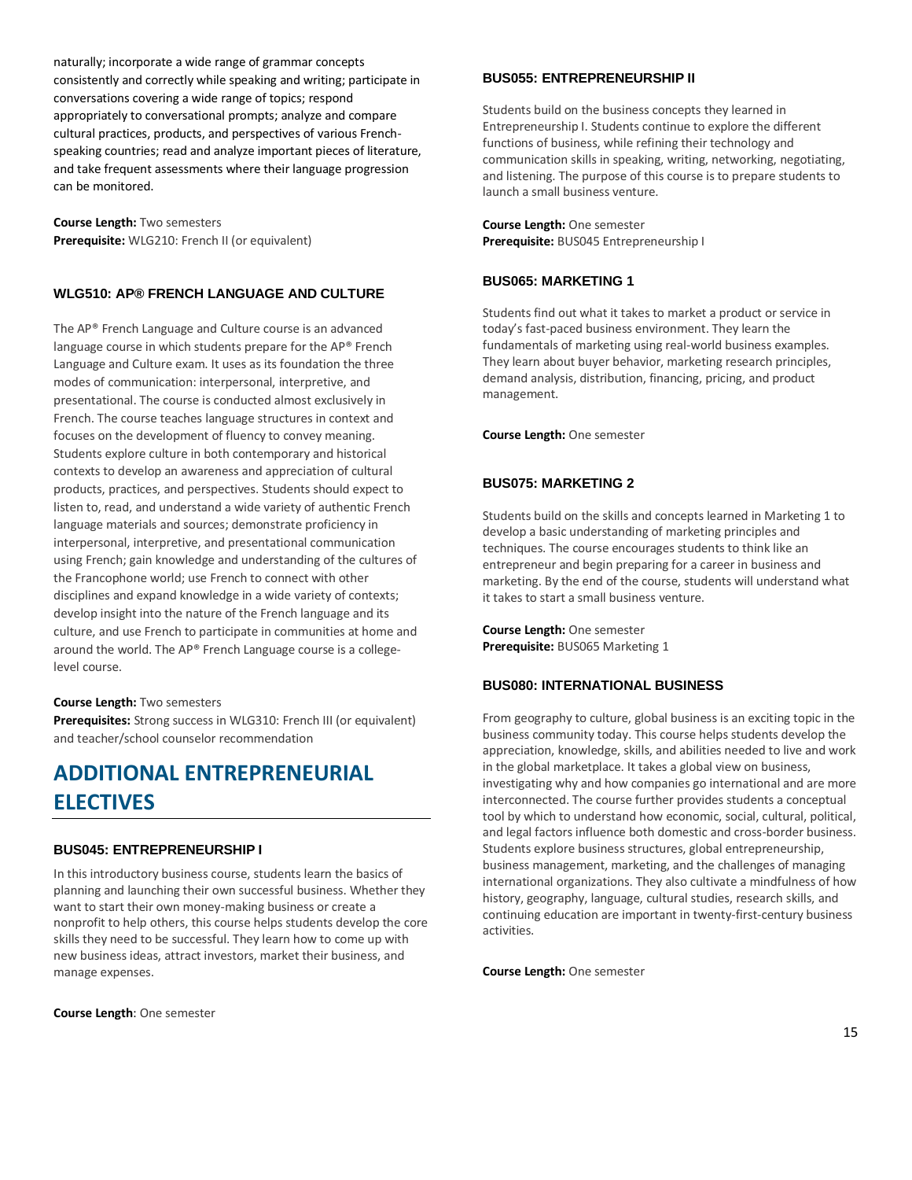naturally; incorporate a wide range of grammar concepts consistently and correctly while speaking and writing; participate in conversations covering a wide range of topics; respond appropriately to conversational prompts; analyze and compare cultural practices, products, and perspectives of various French-speaking countries; read and analyze important pieces of literature, and take frequent assessments where their language progression can be monitored.

**Course Length:** Two semesters
**Prerequisite:** WLG210: French II (or equivalent)

### WLG510: AP® FRENCH LANGUAGE AND CULTURE

The AP® French Language and Culture course is an advanced language course in which students prepare for the AP® French Language and Culture exam. It uses as its foundation the three modes of communication: interpersonal, interpretive, and presentational. The course is conducted almost exclusively in French. The course teaches language structures in context and focuses on the development of fluency to convey meaning. Students explore culture in both contemporary and historical contexts to develop an awareness and appreciation of cultural products, practices, and perspectives. Students should expect to listen to, read, and understand a wide variety of authentic French language materials and sources; demonstrate proficiency in interpersonal, interpretive, and presentational communication using French; gain knowledge and understanding of the cultures of the Francophone world; use French to connect with other disciplines and expand knowledge in a wide variety of contexts; develop insight into the nature of the French language and its culture, and use French to participate in communities at home and around the world. The AP® French Language course is a college-level course.

**Course Length:** Two semesters
**Prerequisites:** Strong success in WLG310: French III (or equivalent) and teacher/school counselor recommendation

## ADDITIONAL ENTREPRENEURIAL ELECTIVES

### BUS045: ENTREPRENEURSHIP I

In this introductory business course, students learn the basics of planning and launching their own successful business. Whether they want to start their own money-making business or create a nonprofit to help others, this course helps students develop the core skills they need to be successful. They learn how to come up with new business ideas, attract investors, market their business, and manage expenses.

**Course Length**: One semester

### BUS055: ENTREPRENEURSHIP II

Students build on the business concepts they learned in Entrepreneurship I. Students continue to explore the different functions of business, while refining their technology and communication skills in speaking, writing, networking, negotiating, and listening. The purpose of this course is to prepare students to launch a small business venture.

**Course Length:** One semester
**Prerequisite:** BUS045 Entrepreneurship I

### BUS065: MARKETING 1

Students find out what it takes to market a product or service in today's fast-paced business environment. They learn the fundamentals of marketing using real-world business examples. They learn about buyer behavior, marketing research principles, demand analysis, distribution, financing, pricing, and product management.

**Course Length:** One semester

### BUS075: MARKETING 2

Students build on the skills and concepts learned in Marketing 1 to develop a basic understanding of marketing principles and techniques. The course encourages students to think like an entrepreneur and begin preparing for a career in business and marketing. By the end of the course, students will understand what it takes to start a small business venture.

**Course Length:** One semester
**Prerequisite:** BUS065 Marketing 1

### BUS080: INTERNATIONAL BUSINESS

From geography to culture, global business is an exciting topic in the business community today. This course helps students develop the appreciation, knowledge, skills, and abilities needed to live and work in the global marketplace. It takes a global view on business, investigating why and how companies go international and are more interconnected. The course further provides students a conceptual tool by which to understand how economic, social, cultural, political, and legal factors influence both domestic and cross-border business. Students explore business structures, global entrepreneurship, business management, marketing, and the challenges of managing international organizations. They also cultivate a mindfulness of how history, geography, language, cultural studies, research skills, and continuing education are important in twenty-first-century business activities.

**Course Length:** One semester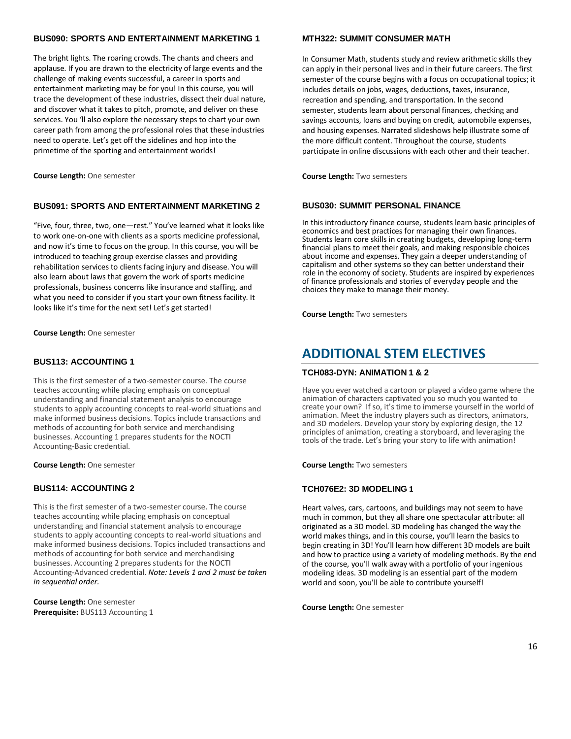### BUS090: SPORTS AND ENTERTAINMENT MARKETING 1

The bright lights. The roaring crowds. The chants and cheers and applause. If you are drawn to the electricity of large events and the challenge of making events successful, a career in sports and entertainment marketing may be for you! In this course, you will trace the development of these industries, dissect their dual nature, and discover what it takes to pitch, promote, and deliver on these services. You 'll also explore the necessary steps to chart your own career path from among the professional roles that these industries need to operate. Let's get off the sidelines and hop into the primetime of the sporting and entertainment worlds!

**Course Length:** One semester

### BUS091: SPORTS AND ENTERTAINMENT MARKETING 2

"Five, four, three, two, one—rest." You've learned what it looks like to work one-on-one with clients as a sports medicine professional, and now it's time to focus on the group. In this course, you will be introduced to teaching group exercise classes and providing rehabilitation services to clients facing injury and disease. You will also learn about laws that govern the work of sports medicine professionals, business concerns like insurance and staffing, and what you need to consider if you start your own fitness facility. It looks like it's time for the next set! Let's get started!

**Course Length:** One semester

### BUS113: ACCOUNTING 1

This is the first semester of a two-semester course. The course teaches accounting while placing emphasis on conceptual understanding and financial statement analysis to encourage students to apply accounting concepts to real-world situations and make informed business decisions. Topics include transactions and methods of accounting for both service and merchandising businesses. Accounting 1 prepares students for the NOCTI Accounting-Basic credential.

**Course Length:** One semester

### BUS114: ACCOUNTING 2

This is the first semester of a two-semester course. The course teaches accounting while placing emphasis on conceptual understanding and financial statement analysis to encourage students to apply accounting concepts to real-world situations and make informed business decisions. Topics included transactions and methods of accounting for both service and merchandising businesses. Accounting 2 prepares students for the NOCTI Accounting-Advanced credential. *Note: Levels 1 and 2 must be taken in sequential order.*

**Course Length:** One semester
**Prerequisite:** BUS113 Accounting 1

### MTH322: SUMMIT CONSUMER MATH

In Consumer Math, students study and review arithmetic skills they can apply in their personal lives and in their future careers. The first semester of the course begins with a focus on occupational topics; it includes details on jobs, wages, deductions, taxes, insurance, recreation and spending, and transportation. In the second semester, students learn about personal finances, checking and savings accounts, loans and buying on credit, automobile expenses, and housing expenses. Narrated slideshows help illustrate some of the more difficult content. Throughout the course, students participate in online discussions with each other and their teacher.

**Course Length:** Two semesters

### BUS030: SUMMIT PERSONAL FINANCE

In this introductory finance course, students learn basic principles of economics and best practices for managing their own finances. Students learn core skills in creating budgets, developing long-term financial plans to meet their goals, and making responsible choices about income and expenses. They gain a deeper understanding of capitalism and other systems so they can better understand their role in the economy of society. Students are inspired by experiences of finance professionals and stories of everyday people and the choices they make to manage their money.

**Course Length:** Two semesters

## ADDITIONAL STEM ELECTIVES

### TCH083-DYN: ANIMATION 1 & 2

Have you ever watched a cartoon or played a video game where the animation of characters captivated you so much you wanted to create your own? If so, it's time to immerse yourself in the world of animation. Meet the industry players such as directors, animators, and 3D modelers. Develop your story by exploring design, the 12 principles of animation, creating a storyboard, and leveraging the tools of the trade. Let's bring your story to life with animation!

**Course Length:** Two semesters

### TCH076E2: 3D MODELING 1

Heart valves, cars, cartoons, and buildings may not seem to have much in common, but they all share one spectacular attribute: all originated as a 3D model. 3D modeling has changed the way the world makes things, and in this course, you'll learn the basics to begin creating in 3D! You'll learn how different 3D models are built and how to practice using a variety of modeling methods. By the end of the course, you'll walk away with a portfolio of your ingenious modeling ideas. 3D modeling is an essential part of the modern world and soon, you'll be able to contribute yourself!

**Course Length:** One semester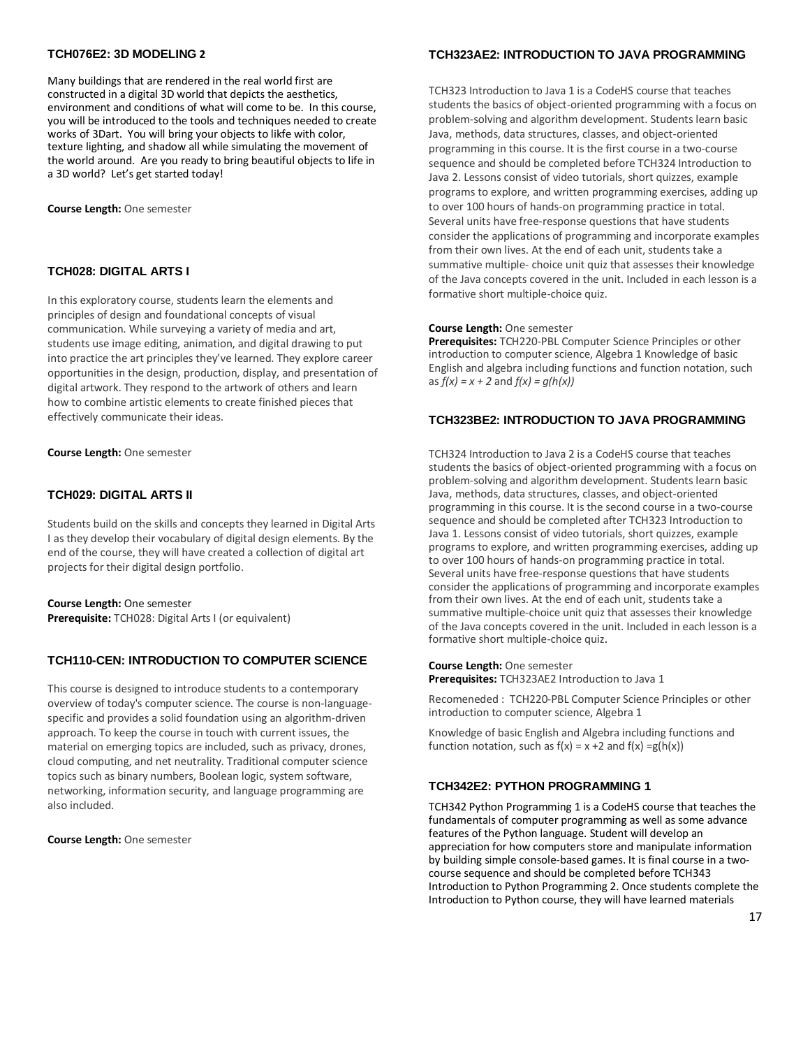### TCH076E2: 3D MODELING 2

Many buildings that are rendered in the real world first are constructed in a digital 3D world that depicts the aesthetics, environment and conditions of what will come to be. In this course, you will be introduced to the tools and techniques needed to create works of 3Dart. You will bring your objects to likfe with color, texture lighting, and shadow all while simulating the movement of the world around. Are you ready to bring beautiful objects to life in a 3D world? Let's get started today!

**Course Length:** One semester

### TCH028: DIGITAL ARTS I

In this exploratory course, students learn the elements and principles of design and foundational concepts of visual communication. While surveying a variety of media and art, students use image editing, animation, and digital drawing to put into practice the art principles they've learned. They explore career opportunities in the design, production, display, and presentation of digital artwork. They respond to the artwork of others and learn how to combine artistic elements to create finished pieces that effectively communicate their ideas.

**Course Length:** One semester

### TCH029: DIGITAL ARTS II

Students build on the skills and concepts they learned in Digital Arts I as they develop their vocabulary of digital design elements. By the end of the course, they will have created a collection of digital art projects for their digital design portfolio.

**Course Length:** One semester
**Prerequisite:** TCH028: Digital Arts I (or equivalent)

### TCH110-CEN: INTRODUCTION TO COMPUTER SCIENCE

This course is designed to introduce students to a contemporary overview of today's computer science. The course is non-language-specific and provides a solid foundation using an algorithm-driven approach. To keep the course in touch with current issues, the material on emerging topics are included, such as privacy, drones, cloud computing, and net neutrality. Traditional computer science topics such as binary numbers, Boolean logic, system software, networking, information security, and language programming are also included.

**Course Length:** One semester

### TCH323AE2: INTRODUCTION TO JAVA PROGRAMMING

TCH323 Introduction to Java 1 is a CodeHS course that teaches students the basics of object-oriented programming with a focus on problem-solving and algorithm development. Students learn basic Java, methods, data structures, classes, and object-oriented programming in this course. It is the first course in a two-course sequence and should be completed before TCH324 Introduction to Java 2. Lessons consist of video tutorials, short quizzes, example programs to explore, and written programming exercises, adding up to over 100 hours of hands-on programming practice in total. Several units have free-response questions that have students consider the applications of programming and incorporate examples from their own lives. At the end of each unit, students take a summative multiple- choice unit quiz that assesses their knowledge of the Java concepts covered in the unit. Included in each lesson is a formative short multiple-choice quiz.

**Course Length:** One semester
**Prerequisites:** TCH220-PBL Computer Science Principles or other introduction to computer science, Algebra 1 Knowledge of basic English and algebra including functions and function notation, such as $f(x) = x + 2$ and $f(x) = g(h(x))$

### TCH323BE2: INTRODUCTION TO JAVA PROGRAMMING

TCH324 Introduction to Java 2 is a CodeHS course that teaches students the basics of object-oriented programming with a focus on problem-solving and algorithm development. Students learn basic Java, methods, data structures, classes, and object-oriented programming in this course. It is the second course in a two-course sequence and should be completed after TCH323 Introduction to Java 1. Lessons consist of video tutorials, short quizzes, example programs to explore, and written programming exercises, adding up to over 100 hours of hands-on programming practice in total. Several units have free-response questions that have students consider the applications of programming and incorporate examples from their own lives. At the end of each unit, students take a summative multiple-choice unit quiz that assesses their knowledge of the Java concepts covered in the unit. Included in each lesson is a formative short multiple-choice quiz.

**Course Length:** One semester
**Prerequisites:** TCH323AE2 Introduction to Java 1

Recomeneded : TCH220-PBL Computer Science Principles or other introduction to computer science, Algebra 1

Knowledge of basic English and Algebra including functions and function notation, such as $f(x) = x + 2$ and $f(x) = g(h(x))$

### TCH342E2: PYTHON PROGRAMMING 1

TCH342 Python Programming 1 is a CodeHS course that teaches the fundamentals of computer programming as well as some advance features of the Python language. Student will develop an appreciation for how computers store and manipulate information by building simple console-based games. It is final course in a two-course sequence and should be completed before TCH343 Introduction to Python Programming 2. Once students complete the Introduction to Python course, they will have learned materials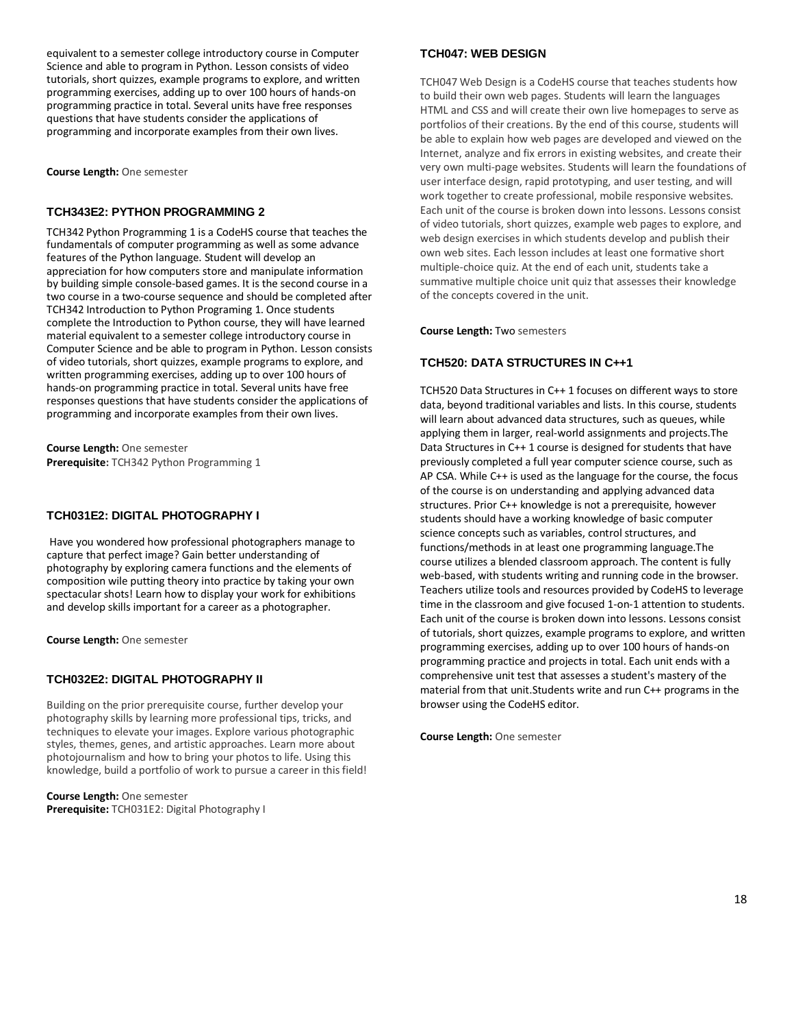equivalent to a semester college introductory course in Computer Science and able to program in Python. Lesson consists of video tutorials, short quizzes, example programs to explore, and written programming exercises, adding up to over 100 hours of hands-on programming practice in total. Several units have free responses questions that have students consider the applications of programming and incorporate examples from their own lives.

**Course Length:** One semester

### TCH343E2: PYTHON PROGRAMMING 2

TCH342 Python Programming 1 is a CodeHS course that teaches the fundamentals of computer programming as well as some advance features of the Python language. Student will develop an appreciation for how computers store and manipulate information by building simple console-based games. It is the second course in a two course in a two-course sequence and should be completed after TCH342 Introduction to Python Programing 1. Once students complete the Introduction to Python course, they will have learned material equivalent to a semester college introductory course in Computer Science and be able to program in Python. Lesson consists of video tutorials, short quizzes, example programs to explore, and written programming exercises, adding up to over 100 hours of hands-on programming practice in total. Several units have free responses questions that have students consider the applications of programming and incorporate examples from their own lives.

**Course Length:** One semester
**Prerequisite:** TCH342 Python Programming 1

### TCH031E2: DIGITAL PHOTOGRAPHY I

Have you wondered how professional photographers manage to capture that perfect image? Gain better understanding of photography by exploring camera functions and the elements of composition wile putting theory into practice by taking your own spectacular shots! Learn how to display your work for exhibitions and develop skills important for a career as a photographer.

**Course Length:** One semester

### TCH032E2: DIGITAL PHOTOGRAPHY II

Building on the prior prerequisite course, further develop your photography skills by learning more professional tips, tricks, and techniques to elevate your images. Explore various photographic styles, themes, genes, and artistic approaches. Learn more about photojournalism and how to bring your photos to life. Using this knowledge, build a portfolio of work to pursue a career in this field!

**Course Length:** One semester
**Prerequisite:** TCH031E2: Digital Photography I

### TCH047: WEB DESIGN

TCH047 Web Design is a CodeHS course that teaches students how to build their own web pages. Students will learn the languages HTML and CSS and will create their own live homepages to serve as portfolios of their creations. By the end of this course, students will be able to explain how web pages are developed and viewed on the Internet, analyze and fix errors in existing websites, and create their very own multi-page websites. Students will learn the foundations of user interface design, rapid prototyping, and user testing, and will work together to create professional, mobile responsive websites. Each unit of the course is broken down into lessons. Lessons consist of video tutorials, short quizzes, example web pages to explore, and web design exercises in which students develop and publish their own web sites. Each lesson includes at least one formative short multiple-choice quiz. At the end of each unit, students take a summative multiple choice unit quiz that assesses their knowledge of the concepts covered in the unit.

**Course Length:** Two semesters

### TCH520: DATA STRUCTURES IN C++1

TCH520 Data Structures in C++ 1 focuses on different ways to store data, beyond traditional variables and lists. In this course, students will learn about advanced data structures, such as queues, while applying them in larger, real-world assignments and projects.The Data Structures in C++ 1 course is designed for students that have previously completed a full year computer science course, such as AP CSA. While C++ is used as the language for the course, the focus of the course is on understanding and applying advanced data structures. Prior C++ knowledge is not a prerequisite, however students should have a working knowledge of basic computer science concepts such as variables, control structures, and functions/methods in at least one programming language.The course utilizes a blended classroom approach. The content is fully web-based, with students writing and running code in the browser. Teachers utilize tools and resources provided by CodeHS to leverage time in the classroom and give focused 1-on-1 attention to students. Each unit of the course is broken down into lessons. Lessons consist of tutorials, short quizzes, example programs to explore, and written programming exercises, adding up to over 100 hours of hands-on programming practice and projects in total. Each unit ends with a comprehensive unit test that assesses a student's mastery of the material from that unit.Students write and run C++ programs in the browser using the CodeHS editor.

**Course Length:** One semester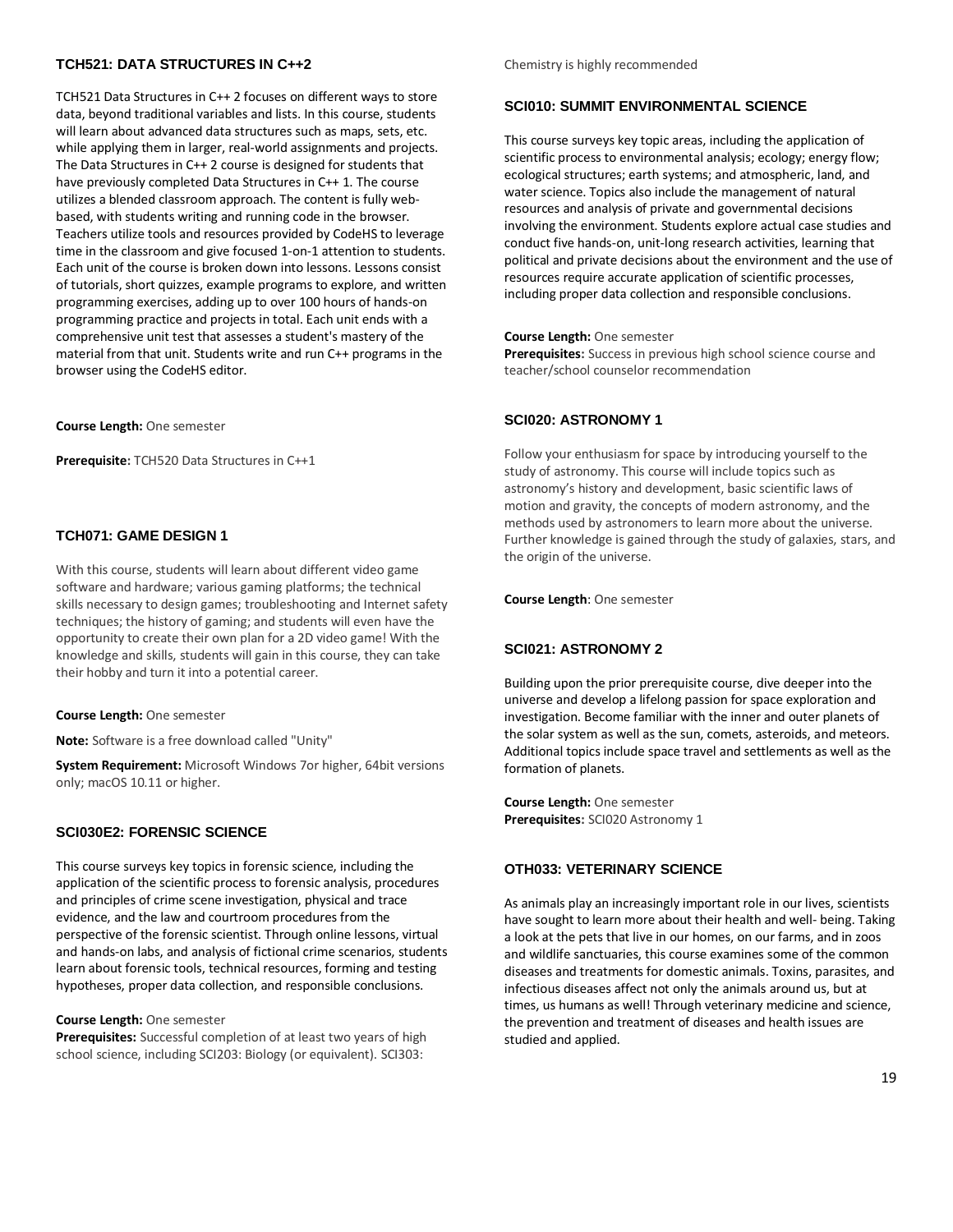### TCH521: DATA STRUCTURES IN C++2

TCH521 Data Structures in C++ 2 focuses on different ways to store data, beyond traditional variables and lists. In this course, students will learn about advanced data structures such as maps, sets, etc. while applying them in larger, real-world assignments and projects. The Data Structures in C++ 2 course is designed for students that have previously completed Data Structures in C++ 1. The course utilizes a blended classroom approach. The content is fully web-based, with students writing and running code in the browser. Teachers utilize tools and resources provided by CodeHS to leverage time in the classroom and give focused 1-on-1 attention to students. Each unit of the course is broken down into lessons. Lessons consist of tutorials, short quizzes, example programs to explore, and written programming exercises, adding up to over 100 hours of hands-on programming practice and projects in total. Each unit ends with a comprehensive unit test that assesses a student's mastery of the material from that unit. Students write and run C++ programs in the browser using the CodeHS editor.

**Course Length:** One semester

**Prerequisite:** TCH520 Data Structures in C++1

### TCH071: GAME DESIGN 1

With this course, students will learn about different video game software and hardware; various gaming platforms; the technical skills necessary to design games; troubleshooting and Internet safety techniques; the history of gaming; and students will even have the opportunity to create their own plan for a 2D video game! With the knowledge and skills, students will gain in this course, they can take their hobby and turn it into a potential career.

**Course Length:** One semester

**Note:** Software is a free download called "Unity"

**System Requirement:** Microsoft Windows 7or higher, 64bit versions only; macOS 10.11 or higher.

### SCI030E2: FORENSIC SCIENCE

This course surveys key topics in forensic science, including the application of the scientific process to forensic analysis, procedures and principles of crime scene investigation, physical and trace evidence, and the law and courtroom procedures from the perspective of the forensic scientist. Through online lessons, virtual and hands-on labs, and analysis of fictional crime scenarios, students learn about forensic tools, technical resources, forming and testing hypotheses, proper data collection, and responsible conclusions.

**Course Length:** One semester
**Prerequisites:** Successful completion of at least two years of high school science, including SCI203: Biology (or equivalent). SCI303: Chemistry is highly recommended

### SCI010: SUMMIT ENVIRONMENTAL SCIENCE

This course surveys key topic areas, including the application of scientific process to environmental analysis; ecology; energy flow; ecological structures; earth systems; and atmospheric, land, and water science. Topics also include the management of natural resources and analysis of private and governmental decisions involving the environment. Students explore actual case studies and conduct five hands-on, unit-long research activities, learning that political and private decisions about the environment and the use of resources require accurate application of scientific processes, including proper data collection and responsible conclusions.

**Course Length:** One semester
**Prerequisites:** Success in previous high school science course and teacher/school counselor recommendation

### SCI020: ASTRONOMY 1

Follow your enthusiasm for space by introducing yourself to the study of astronomy. This course will include topics such as astronomy's history and development, basic scientific laws of motion and gravity, the concepts of modern astronomy, and the methods used by astronomers to learn more about the universe. Further knowledge is gained through the study of galaxies, stars, and the origin of the universe.

**Course Length**: One semester

### SCI021: ASTRONOMY 2

Building upon the prior prerequisite course, dive deeper into the universe and develop a lifelong passion for space exploration and investigation. Become familiar with the inner and outer planets of the solar system as well as the sun, comets, asteroids, and meteors. Additional topics include space travel and settlements as well as the formation of planets.

**Course Length:** One semester
**Prerequisites:** SCI020 Astronomy 1

### OTH033: VETERINARY SCIENCE

As animals play an increasingly important role in our lives, scientists have sought to learn more about their health and well- being. Taking a look at the pets that live in our homes, on our farms, and in zoos and wildlife sanctuaries, this course examines some of the common diseases and treatments for domestic animals. Toxins, parasites, and infectious diseases affect not only the animals around us, but at times, us humans as well! Through veterinary medicine and science, the prevention and treatment of diseases and health issues are studied and applied.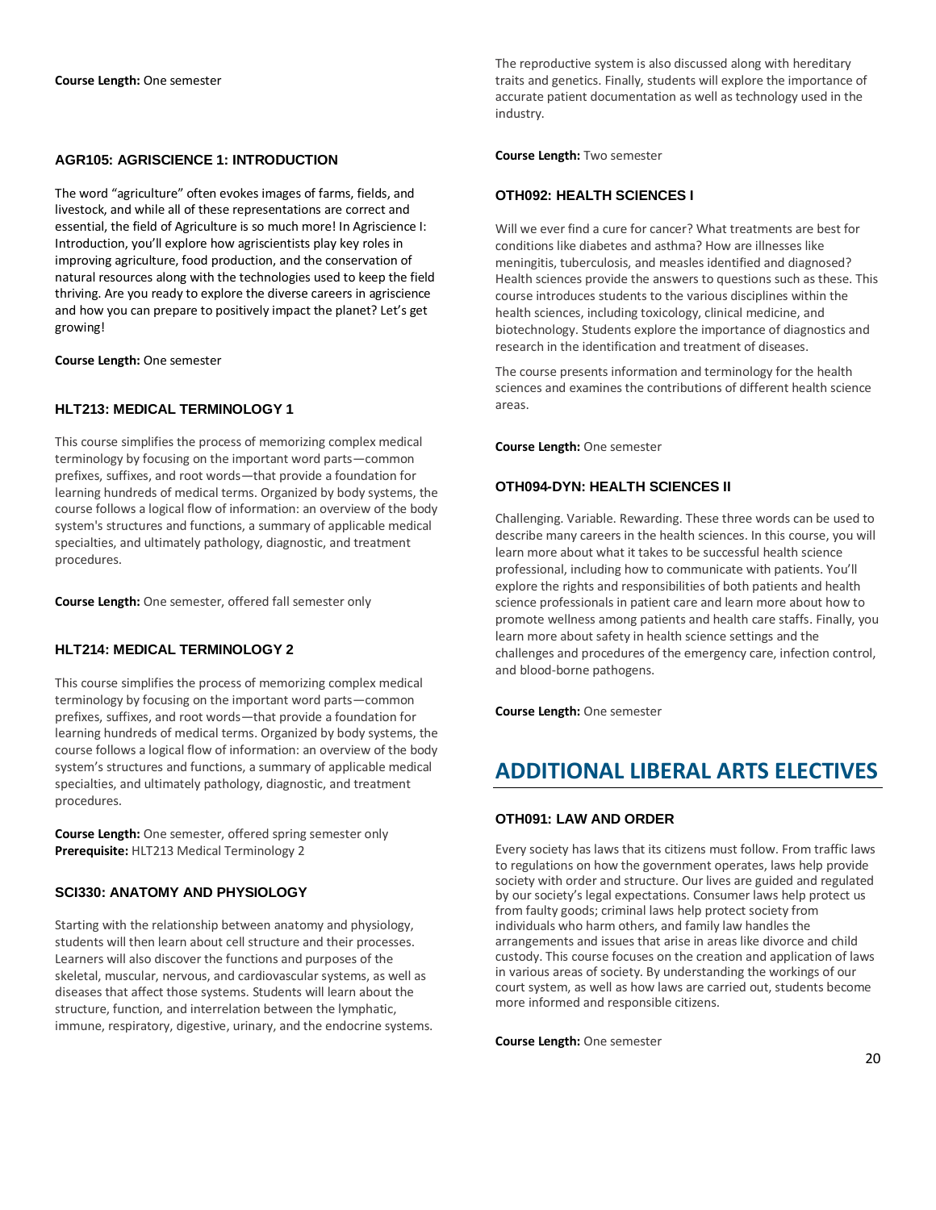**Course Length:** One semester

### AGR105: AGRISCIENCE 1: INTRODUCTION

The word "agriculture" often evokes images of farms, fields, and livestock, and while all of these representations are correct and essential, the field of Agriculture is so much more! In Agriscience I: Introduction, you'll explore how agriscientists play key roles in improving agriculture, food production, and the conservation of natural resources along with the technologies used to keep the field thriving. Are you ready to explore the diverse careers in agriscience and how you can prepare to positively impact the planet? Let's get growing!

**Course Length:** One semester

### HLT213: MEDICAL TERMINOLOGY 1

This course simplifies the process of memorizing complex medical terminology by focusing on the important word parts—common prefixes, suffixes, and root words—that provide a foundation for learning hundreds of medical terms. Organized by body systems, the course follows a logical flow of information: an overview of the body system's structures and functions, a summary of applicable medical specialties, and ultimately pathology, diagnostic, and treatment procedures.

**Course Length:** One semester, offered fall semester only

### HLT214: MEDICAL TERMINOLOGY 2

This course simplifies the process of memorizing complex medical terminology by focusing on the important word parts—common prefixes, suffixes, and root words—that provide a foundation for learning hundreds of medical terms. Organized by body systems, the course follows a logical flow of information: an overview of the body system's structures and functions, a summary of applicable medical specialties, and ultimately pathology, diagnostic, and treatment procedures.

**Course Length:** One semester, offered spring semester only
**Prerequisite:** HLT213 Medical Terminology 2

### SCI330: ANATOMY AND PHYSIOLOGY

Starting with the relationship between anatomy and physiology, students will then learn about cell structure and their processes. Learners will also discover the functions and purposes of the skeletal, muscular, nervous, and cardiovascular systems, as well as diseases that affect those systems. Students will learn about the structure, function, and interrelation between the lymphatic, immune, respiratory, digestive, urinary, and the endocrine systems. The reproductive system is also discussed along with hereditary traits and genetics. Finally, students will explore the importance of accurate patient documentation as well as technology used in the industry.

**Course Length:** Two semester

### OTH092: HEALTH SCIENCES I

Will we ever find a cure for cancer? What treatments are best for conditions like diabetes and asthma? How are illnesses like meningitis, tuberculosis, and measles identified and diagnosed? Health sciences provide the answers to questions such as these. This course introduces students to the various disciplines within the health sciences, including toxicology, clinical medicine, and biotechnology. Students explore the importance of diagnostics and research in the identification and treatment of diseases.

The course presents information and terminology for the health sciences and examines the contributions of different health science areas.

**Course Length:** One semester

### OTH094-DYN: HEALTH SCIENCES II

Challenging. Variable. Rewarding. These three words can be used to describe many careers in the health sciences. In this course, you will learn more about what it takes to be successful health science professional, including how to communicate with patients. You'll explore the rights and responsibilities of both patients and health science professionals in patient care and learn more about how to promote wellness among patients and health care staffs. Finally, you learn more about safety in health science settings and the challenges and procedures of the emergency care, infection control, and blood-borne pathogens.

**Course Length:** One semester

## ADDITIONAL LIBERAL ARTS ELECTIVES

### OTH091: LAW AND ORDER

Every society has laws that its citizens must follow. From traffic laws to regulations on how the government operates, laws help provide society with order and structure. Our lives are guided and regulated by our society's legal expectations. Consumer laws help protect us from faulty goods; criminal laws help protect society from individuals who harm others, and family law handles the arrangements and issues that arise in areas like divorce and child custody. This course focuses on the creation and application of laws in various areas of society. By understanding the workings of our court system, as well as how laws are carried out, students become more informed and responsible citizens.

**Course Length:** One semester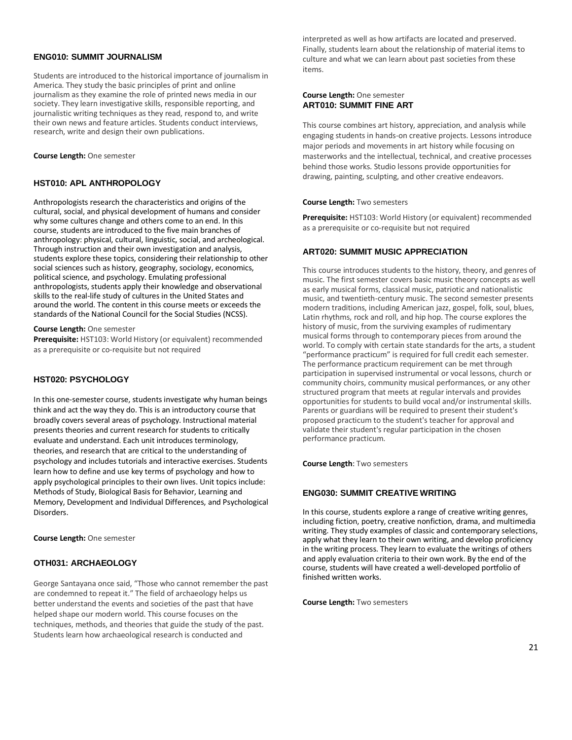### ENG010: SUMMIT JOURNALISM

Students are introduced to the historical importance of journalism in America. They study the basic principles of print and online journalism as they examine the role of printed news media in our society. They learn investigative skills, responsible reporting, and journalistic writing techniques as they read, respond to, and write their own news and feature articles. Students conduct interviews, research, write and design their own publications.

**Course Length:** One semester

### HST010: APL ANTHROPOLOGY

Anthropologists research the characteristics and origins of the cultural, social, and physical development of humans and consider why some cultures change and others come to an end. In this course, students are introduced to the five main branches of anthropology: physical, cultural, linguistic, social, and archeological. Through instruction and their own investigation and analysis, students explore these topics, considering their relationship to other social sciences such as history, geography, sociology, economics, political science, and psychology. Emulating professional anthropologists, students apply their knowledge and observational skills to the real-life study of cultures in the United States and around the world. The content in this course meets or exceeds the standards of the National Council for the Social Studies (NCSS).

**Course Length:** One semester
**Prerequisite:** HST103: World History (or equivalent) recommended as a prerequisite or co-requisite but not required

### HST020: PSYCHOLOGY

In this one-semester course, students investigate why human beings think and act the way they do. This is an introductory course that broadly covers several areas of psychology. Instructional material presents theories and current research for students to critically evaluate and understand. Each unit introduces terminology, theories, and research that are critical to the understanding of psychology and includes tutorials and interactive exercises. Students learn how to define and use key terms of psychology and how to apply psychological principles to their own lives. Unit topics include: Methods of Study, Biological Basis for Behavior, Learning and Memory, Development and Individual Differences, and Psychological Disorders.

**Course Length:** One semester

### OTH031: ARCHAEOLOGY

George Santayana once said, "Those who cannot remember the past are condemned to repeat it." The field of archaeology helps us better understand the events and societies of the past that have helped shape our modern world. This course focuses on the techniques, methods, and theories that guide the study of the past. Students learn how archaeological research is conducted and interpreted as well as how artifacts are located and preserved. Finally, students learn about the relationship of material items to culture and what we can learn about past societies from these items.

**Course Length:** One semester

### ART010: SUMMIT FINE ART

This course combines art history, appreciation, and analysis while engaging students in hands-on creative projects. Lessons introduce major periods and movements in art history while focusing on masterworks and the intellectual, technical, and creative processes behind those works. Studio lessons provide opportunities for drawing, painting, sculpting, and other creative endeavors.

**Course Length:** Two semesters

**Prerequisite:** HST103: World History (or equivalent) recommended as a prerequisite or co-requisite but not required

### ART020: SUMMIT MUSIC APPRECIATION

This course introduces students to the history, theory, and genres of music. The first semester covers basic music theory concepts as well as early musical forms, classical music, patriotic and nationalistic music, and twentieth-century music. The second semester presents modern traditions, including American jazz, gospel, folk, soul, blues, Latin rhythms, rock and roll, and hip hop. The course explores the history of music, from the surviving examples of rudimentary musical forms through to contemporary pieces from around the world. To comply with certain state standards for the arts, a student "performance practicum" is required for full credit each semester. The performance practicum requirement can be met through participation in supervised instrumental or vocal lessons, church or community choirs, community musical performances, or any other structured program that meets at regular intervals and provides opportunities for students to build vocal and/or instrumental skills. Parents or guardians will be required to present their student's proposed practicum to the student's teacher for approval and validate their student's regular participation in the chosen performance practicum.

**Course Length**: Two semesters

### ENG030: SUMMIT CREATIVE WRITING

In this course, students explore a range of creative writing genres, including fiction, poetry, creative nonfiction, drama, and multimedia writing. They study examples of classic and contemporary selections, apply what they learn to their own writing, and develop proficiency in the writing process. They learn to evaluate the writings of others and apply evaluation criteria to their own work. By the end of the course, students will have created a well-developed portfolio of finished written works.

**Course Length:** Two semesters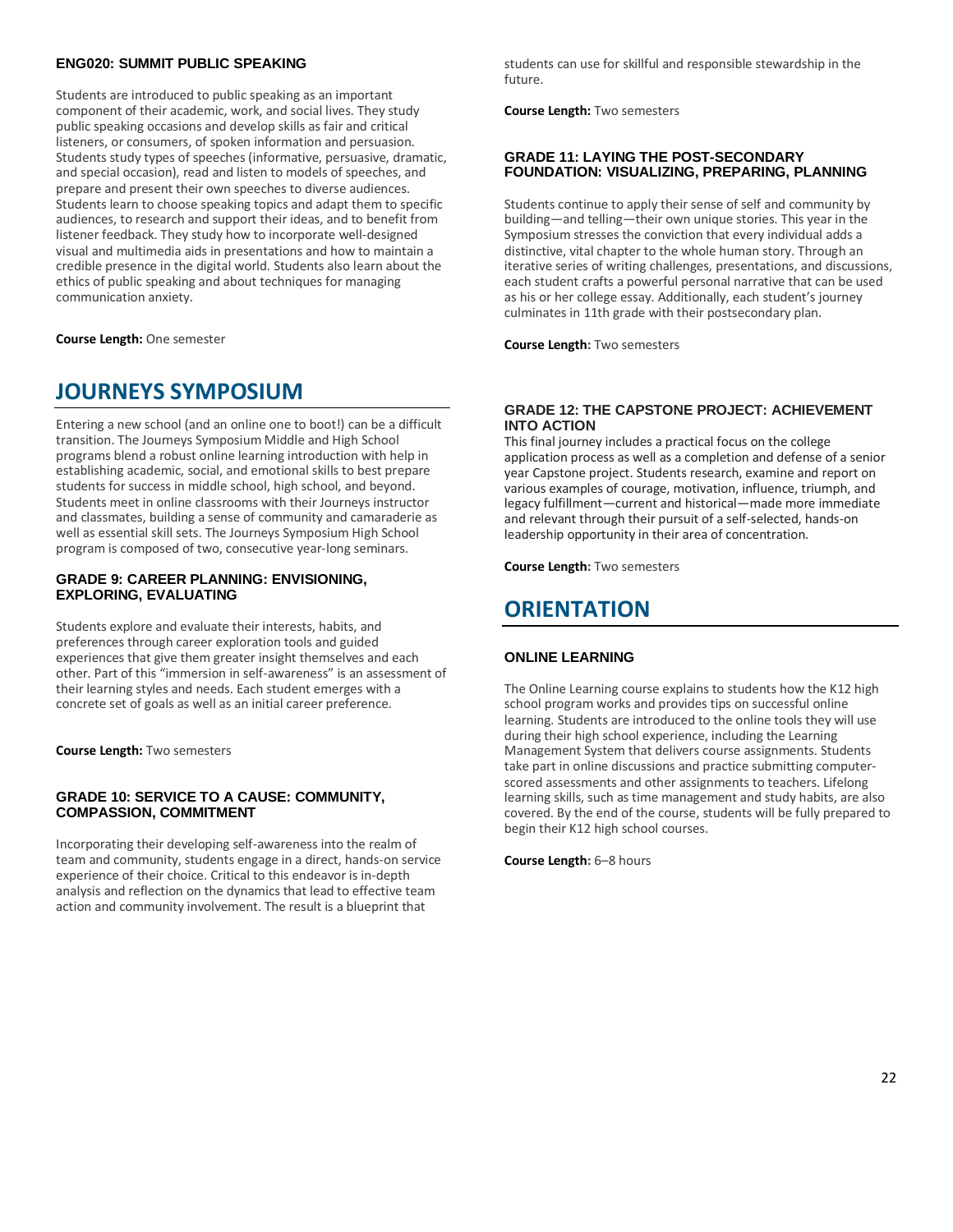### ENG020: SUMMIT PUBLIC SPEAKING

Students are introduced to public speaking as an important component of their academic, work, and social lives. They study public speaking occasions and develop skills as fair and critical listeners, or consumers, of spoken information and persuasion. Students study types of speeches (informative, persuasive, dramatic, and special occasion), read and listen to models of speeches, and prepare and present their own speeches to diverse audiences. Students learn to choose speaking topics and adapt them to specific audiences, to research and support their ideas, and to benefit from listener feedback. They study how to incorporate well-designed visual and multimedia aids in presentations and how to maintain a credible presence in the digital world. Students also learn about the ethics of public speaking and about techniques for managing communication anxiety.

**Course Length:** One semester

## JOURNEYS SYMPOSIUM

Entering a new school (and an online one to boot!) can be a difficult transition. The Journeys Symposium Middle and High School programs blend a robust online learning introduction with help in establishing academic, social, and emotional skills to best prepare students for success in middle school, high school, and beyond. Students meet in online classrooms with their Journeys instructor and classmates, building a sense of community and camaraderie as well as essential skill sets. The Journeys Symposium High School program is composed of two, consecutive year-long seminars.

### GRADE 9: CAREER PLANNING: ENVISIONING, EXPLORING, EVALUATING

Students explore and evaluate their interests, habits, and preferences through career exploration tools and guided experiences that give them greater insight themselves and each other. Part of this "immersion in self-awareness" is an assessment of their learning styles and needs. Each student emerges with a concrete set of goals as well as an initial career preference.

**Course Length:** Two semesters

### GRADE 10: SERVICE TO A CAUSE: COMMUNITY, COMPASSION, COMMITMENT

Incorporating their developing self-awareness into the realm of team and community, students engage in a direct, hands-on service experience of their choice. Critical to this endeavor is in-depth analysis and reflection on the dynamics that lead to effective team action and community involvement. The result is a blueprint that students can use for skillful and responsible stewardship in the future.

**Course Length:** Two semesters

### GRADE 11: LAYING THE POST-SECONDARY FOUNDATION: VISUALIZING, PREPARING, PLANNING

Students continue to apply their sense of self and community by building—and telling—their own unique stories. This year in the Symposium stresses the conviction that every individual adds a distinctive, vital chapter to the whole human story. Through an iterative series of writing challenges, presentations, and discussions, each student crafts a powerful personal narrative that can be used as his or her college essay. Additionally, each student's journey culminates in 11th grade with their postsecondary plan.

**Course Length:** Two semesters

### GRADE 12: THE CAPSTONE PROJECT: ACHIEVEMENT INTO ACTION

This final journey includes a practical focus on the college application process as well as a completion and defense of a senior year Capstone project. Students research, examine and report on various examples of courage, motivation, influence, triumph, and legacy fulfillment—current and historical—made more immediate and relevant through their pursuit of a self-selected, hands-on leadership opportunity in their area of concentration.

**Course Length:** Two semesters

## ORIENTATION

### ONLINE LEARNING

The Online Learning course explains to students how the K12 high school program works and provides tips on successful online learning. Students are introduced to the online tools they will use during their high school experience, including the Learning Management System that delivers course assignments. Students take part in online discussions and practice submitting computer-scored assessments and other assignments to teachers. Lifelong learning skills, such as time management and study habits, are also covered. By the end of the course, students will be fully prepared to begin their K12 high school courses.

**Course Length:** 6–8 hours